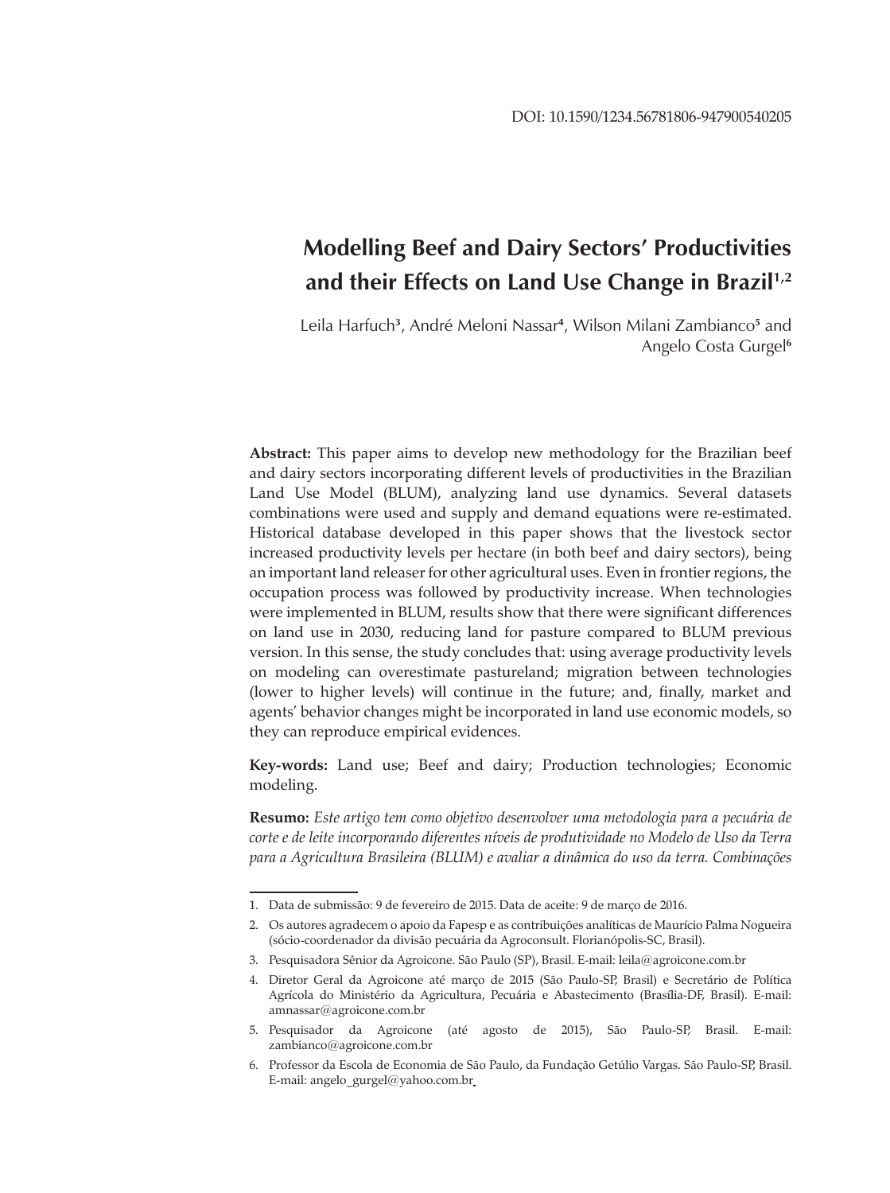DOI: 10.1590/1234.56781806-947900540205

# Modelling Beef and Dairy Sectors' Productivities and their Effects on Land Use Change in Brazil[1,2]

Leila Harfuch[3], André Meloni Nassar[4], Wilson Milani Zambianco[5] and Angelo Costa Gurgel[6]

**Abstract:** This paper aims to develop new methodology for the Brazilian beef and dairy sectors incorporating different levels of productivities in the Brazilian Land Use Model (BLUM), analyzing land use dynamics. Several datasets combinations were used and supply and demand equations were re-estimated. Historical database developed in this paper shows that the livestock sector increased productivity levels per hectare (in both beef and dairy sectors), being an important land releaser for other agricultural uses. Even in frontier regions, the occupation process was followed by productivity increase. When technologies were implemented in BLUM, results show that there were significant differences on land use in 2030, reducing land for pasture compared to BLUM previous version. In this sense, the study concludes that: using average productivity levels on modeling can overestimate pastureland; migration between technologies (lower to higher levels) will continue in the future; and, finally, market and agents' behavior changes might be incorporated in land use economic models, so they can reproduce empirical evidences.

**Key-words:** Land use; Beef and dairy; Production technologies; Economic modeling.

**Resumo:** *Este artigo tem como objetivo desenvolver uma metodologia para a pecuária de corte e de leite incorporando diferentes níveis de produtividade no Modelo de Uso da Terra para a Agricultura Brasileira (BLUM) e avaliar a dinâmica do uso da terra. Combinações*

---

1. Data de submissão: 9 de fevereiro de 2015. Data de aceite: 9 de março de 2016.
2. Os autores agradecem o apoio da Fapesp e as contribuições analíticas de Maurício Palma Nogueira (sócio-coordenador da divisão pecuária da Agroconsult. Florianópolis-SC, Brasil).
3. Pesquisadora Sênior da Agroicone. São Paulo (SP), Brasil. E-mail: leila@agroicone.com.br
4. Diretor Geral da Agroicone até março de 2015 (São Paulo-SP, Brasil) e Secretário de Política Agrícola do Ministério da Agricultura, Pecuária e Abastecimento (Brasília-DF, Brasil). E-mail: amnassar@agroicone.com.br
5. Pesquisador da Agroicone (até agosto de 2015), São Paulo-SP, Brasil. E-mail: zambianco@agroicone.com.br
6. Professor da Escola de Economia de São Paulo, da Fundação Getúlio Vargas. São Paulo-SP, Brasil. E-mail: angelo_gurgel@yahoo.com.br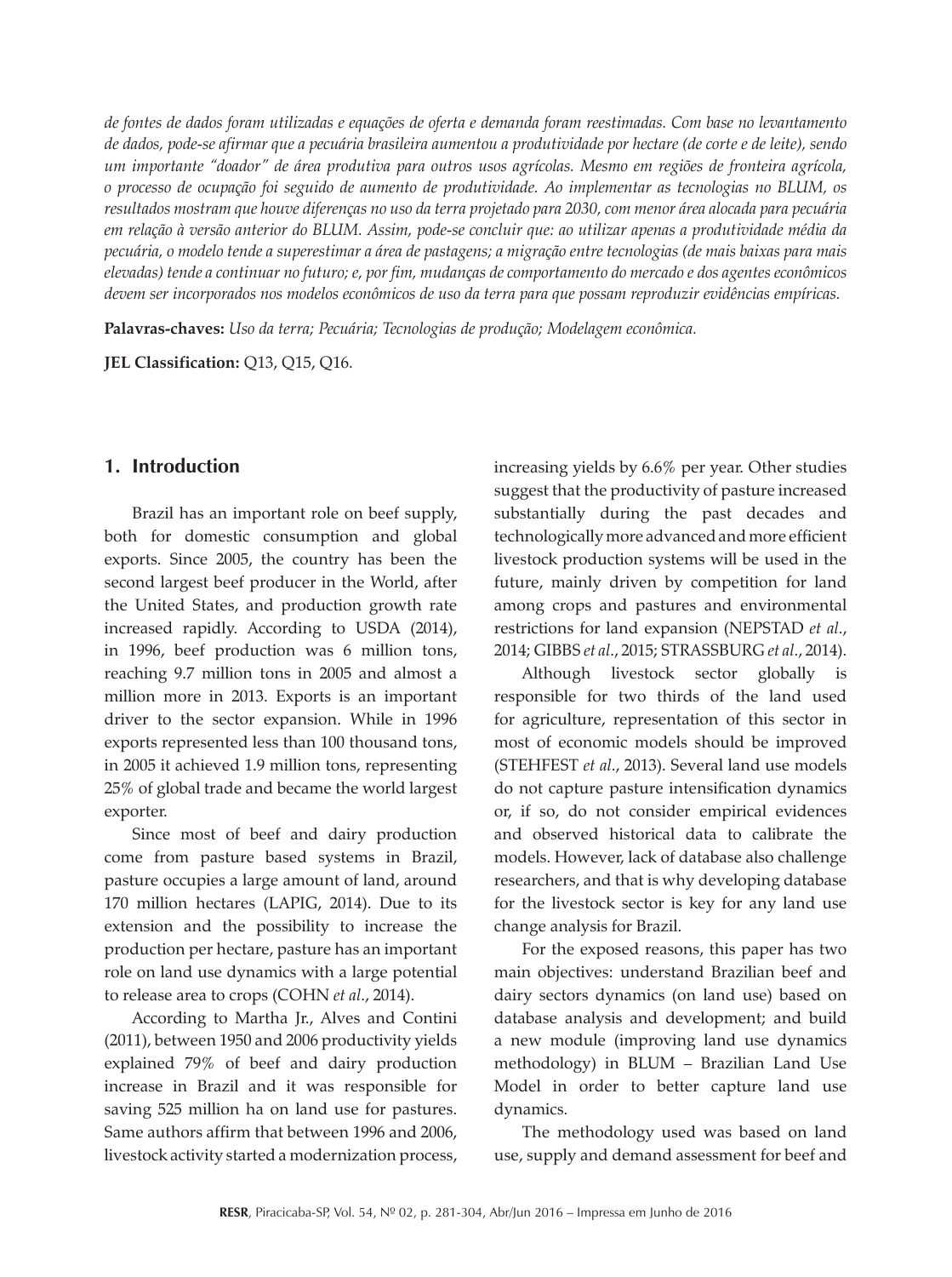*de fontes de dados foram utilizadas e equações de oferta e demanda foram reestimadas. Com base no levantamento de dados, pode-se afirmar que a pecuária brasileira aumentou a produtividade por hectare (de corte e de leite), sendo um importante "doador" de área produtiva para outros usos agrícolas. Mesmo em regiões de fronteira agrícola, o processo de ocupação foi seguido de aumento de produtividade. Ao implementar as tecnologias no BLUM, os resultados mostram que houve diferenças no uso da terra projetado para 2030, com menor área alocada para pecuária em relação à versão anterior do BLUM. Assim, pode-se concluir que: ao utilizar apenas a produtividade média da pecuária, o modelo tende a superestimar a área de pastagens; a migração entre tecnologias (de mais baixas para mais elevadas) tende a continuar no futuro; e, por fim, mudanças de comportamento do mercado e dos agentes econômicos devem ser incorporados nos modelos econômicos de uso da terra para que possam reproduzir evidências empíricas.*

**Palavras-chaves:** *Uso da terra; Pecuária; Tecnologias de produção; Modelagem econômica.*

**JEL Classification:** Q13, Q15, Q16.

## 1. Introduction

Brazil has an important role on beef supply, both for domestic consumption and global exports. Since 2005, the country has been the second largest beef producer in the World, after the United States, and production growth rate increased rapidly. According to USDA (2014), in 1996, beef production was 6 million tons, reaching 9.7 million tons in 2005 and almost a million more in 2013. Exports is an important driver to the sector expansion. While in 1996 exports represented less than 100 thousand tons, in 2005 it achieved 1.9 million tons, representing 25% of global trade and became the world largest exporter.

Since most of beef and dairy production come from pasture based systems in Brazil, pasture occupies a large amount of land, around 170 million hectares (LAPIG, 2014). Due to its extension and the possibility to increase the production per hectare, pasture has an important role on land use dynamics with a large potential to release area to crops (COHN *et al*., 2014).

According to Martha Jr., Alves and Contini (2011), between 1950 and 2006 productivity yields explained 79% of beef and dairy production increase in Brazil and it was responsible for saving 525 million ha on land use for pastures. Same authors affirm that between 1996 and 2006, livestock activity started a modernization process, increasing yields by 6.6% per year. Other studies suggest that the productivity of pasture increased substantially during the past decades and technologically more advanced and more efficient livestock production systems will be used in the future, mainly driven by competition for land among crops and pastures and environmental restrictions for land expansion (NEPSTAD *et al*., 2014; GIBBS *et al*., 2015; STRASSBURG *et al*., 2014).

Although livestock sector globally is responsible for two thirds of the land used for agriculture, representation of this sector in most of economic models should be improved (STEHFEST *et al*., 2013). Several land use models do not capture pasture intensification dynamics or, if so, do not consider empirical evidences and observed historical data to calibrate the models. However, lack of database also challenge researchers, and that is why developing database for the livestock sector is key for any land use change analysis for Brazil.

For the exposed reasons, this paper has two main objectives: understand Brazilian beef and dairy sectors dynamics (on land use) based on database analysis and development; and build a new module (improving land use dynamics methodology) in BLUM – Brazilian Land Use Model in order to better capture land use dynamics.

The methodology used was based on land use, supply and demand assessment for beef and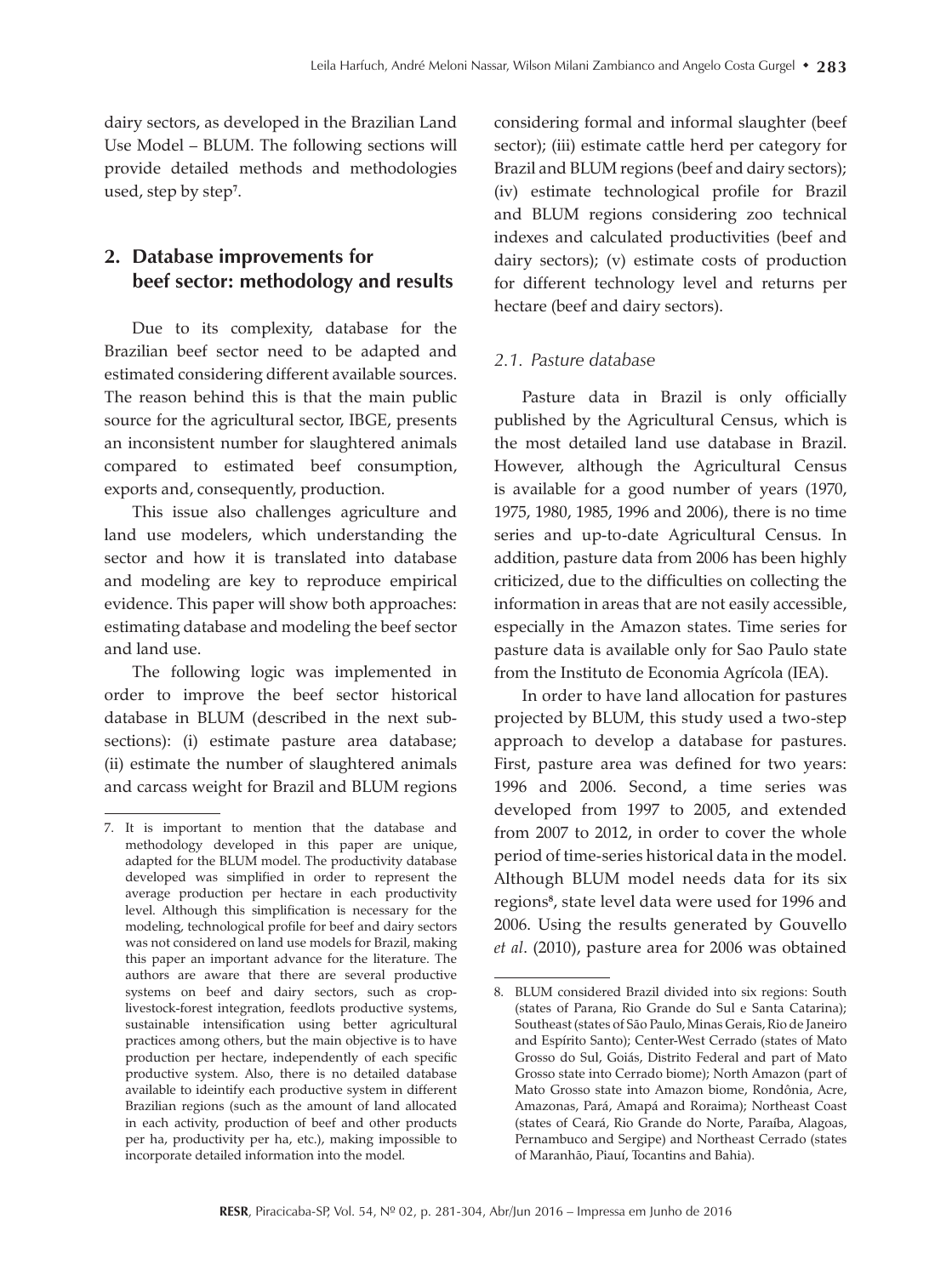dairy sectors, as developed in the Brazilian Land Use Model – BLUM. The following sections will provide detailed methods and methodologies used, step by step[7].

## 2. Database improvements for beef sector: methodology and results

Due to its complexity, database for the Brazilian beef sector need to be adapted and estimated considering different available sources. The reason behind this is that the main public source for the agricultural sector, IBGE, presents an inconsistent number for slaughtered animals compared to estimated beef consumption, exports and, consequently, production.

This issue also challenges agriculture and land use modelers, which understanding the sector and how it is translated into database and modeling are key to reproduce empirical evidence. This paper will show both approaches: estimating database and modeling the beef sector and land use.

The following logic was implemented in order to improve the beef sector historical database in BLUM (described in the next sub-sections): (i) estimate pasture area database; (ii) estimate the number of slaughtered animals and carcass weight for Brazil and BLUM regions considering formal and informal slaughter (beef sector); (iii) estimate cattle herd per category for Brazil and BLUM regions (beef and dairy sectors); (iv) estimate technological profile for Brazil and BLUM regions considering zoo technical indexes and calculated productivities (beef and dairy sectors); (v) estimate costs of production for different technology level and returns per hectare (beef and dairy sectors).

### *2.1. Pasture database*

Pasture data in Brazil is only officially published by the Agricultural Census, which is the most detailed land use database in Brazil. However, although the Agricultural Census is available for a good number of years (1970, 1975, 1980, 1985, 1996 and 2006), there is no time series and up-to-date Agricultural Census. In addition, pasture data from 2006 has been highly criticized, due to the difficulties on collecting the information in areas that are not easily accessible, especially in the Amazon states. Time series for pasture data is available only for Sao Paulo state from the Instituto de Economia Agrícola (IEA).

In order to have land allocation for pastures projected by BLUM, this study used a two-step approach to develop a database for pastures. First, pasture area was defined for two years: 1996 and 2006. Second, a time series was developed from 1997 to 2005, and extended from 2007 to 2012, in order to cover the whole period of time-series historical data in the model. Although BLUM model needs data for its six regions[8], state level data were used for 1996 and 2006. Using the results generated by Gouvello *et al*. (2010), pasture area for 2006 was obtained

---

7. It is important to mention that the database and methodology developed in this paper are unique, adapted for the BLUM model. The productivity database developed was simplified in order to represent the average production per hectare in each productivity level. Although this simplification is necessary for the modeling, technological profile for beef and dairy sectors was not considered on land use models for Brazil, making this paper an important advance for the literature. The authors are aware that there are several productive systems on beef and dairy sectors, such as crop-livestock-forest integration, feedlots productive systems, sustainable intensification using better agricultural practices among others, but the main objective is to have production per hectare, independently of each specific productive system. Also, there is no detailed database available to ideintify each productive system in different Brazilian regions (such as the amount of land allocated in each activity, production of beef and other products per ha, productivity per ha, etc.), making impossible to incorporate detailed information into the model.

8. BLUM considered Brazil divided into six regions: South (states of Parana, Rio Grande do Sul e Santa Catarina); Southeast (states of São Paulo, Minas Gerais, Rio de Janeiro and Espírito Santo); Center-West Cerrado (states of Mato Grosso do Sul, Goiás, Distrito Federal and part of Mato Grosso state into Cerrado biome); North Amazon (part of Mato Grosso state into Amazon biome, Rondônia, Acre, Amazonas, Pará, Amapá and Roraima); Northeast Coast (states of Ceará, Rio Grande do Norte, Paraíba, Alagoas, Pernambuco and Sergipe) and Northeast Cerrado (states of Maranhão, Piauí, Tocantins and Bahia).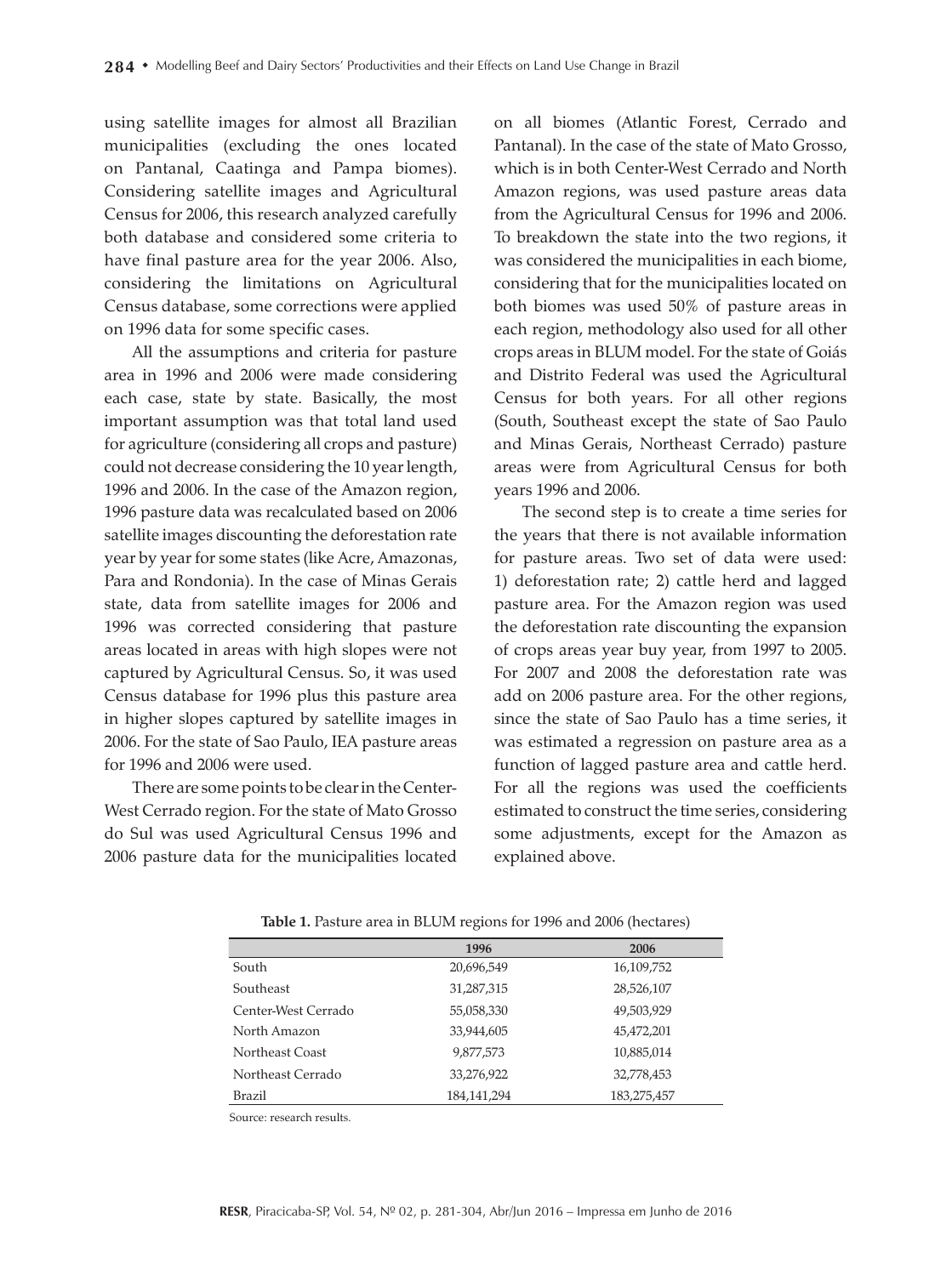using satellite images for almost all Brazilian municipalities (excluding the ones located on Pantanal, Caatinga and Pampa biomes). Considering satellite images and Agricultural Census for 2006, this research analyzed carefully both database and considered some criteria to have final pasture area for the year 2006. Also, considering the limitations on Agricultural Census database, some corrections were applied on 1996 data for some specific cases.

All the assumptions and criteria for pasture area in 1996 and 2006 were made considering each case, state by state. Basically, the most important assumption was that total land used for agriculture (considering all crops and pasture) could not decrease considering the 10 year length, 1996 and 2006. In the case of the Amazon region, 1996 pasture data was recalculated based on 2006 satellite images discounting the deforestation rate year by year for some states (like Acre, Amazonas, Para and Rondonia). In the case of Minas Gerais state, data from satellite images for 2006 and 1996 was corrected considering that pasture areas located in areas with high slopes were not captured by Agricultural Census. So, it was used Census database for 1996 plus this pasture area in higher slopes captured by satellite images in 2006. For the state of Sao Paulo, IEA pasture areas for 1996 and 2006 were used.

There are some points to be clear in the Center-West Cerrado region. For the state of Mato Grosso do Sul was used Agricultural Census 1996 and 2006 pasture data for the municipalities located on all biomes (Atlantic Forest, Cerrado and Pantanal). In the case of the state of Mato Grosso, which is in both Center-West Cerrado and North Amazon regions, was used pasture areas data from the Agricultural Census for 1996 and 2006. To breakdown the state into the two regions, it was considered the municipalities in each biome, considering that for the municipalities located on both biomes was used 50% of pasture areas in each region, methodology also used for all other crops areas in BLUM model. For the state of Goiás and Distrito Federal was used the Agricultural Census for both years. For all other regions (South, Southeast except the state of Sao Paulo and Minas Gerais, Northeast Cerrado) pasture areas were from Agricultural Census for both years 1996 and 2006.

The second step is to create a time series for the years that there is not available information for pasture areas. Two set of data were used: 1) deforestation rate; 2) cattle herd and lagged pasture area. For the Amazon region was used the deforestation rate discounting the expansion of crops areas year buy year, from 1997 to 2005. For 2007 and 2008 the deforestation rate was add on 2006 pasture area. For the other regions, since the state of Sao Paulo has a time series, it was estimated a regression on pasture area as a function of lagged pasture area and cattle herd. For all the regions was used the coefficients estimated to construct the time series, considering some adjustments, except for the Amazon as explained above.

**Table 1.** Pasture area in BLUM regions for 1996 and 2006 (hectares)

| | 1996 | 2006 |
|---|---|---|
| South | 20,696,549 | 16,109,752 |
| Southeast | 31,287,315 | 28,526,107 |
| Center-West Cerrado | 55,058,330 | 49,503,929 |
| North Amazon | 33,944,605 | 45,472,201 |
| Northeast Coast | 9,877,573 | 10,885,014 |
| Northeast Cerrado | 33,276,922 | 32,778,453 |
| Brazil | 184,141,294 | 183,275,457 |

Source: research results.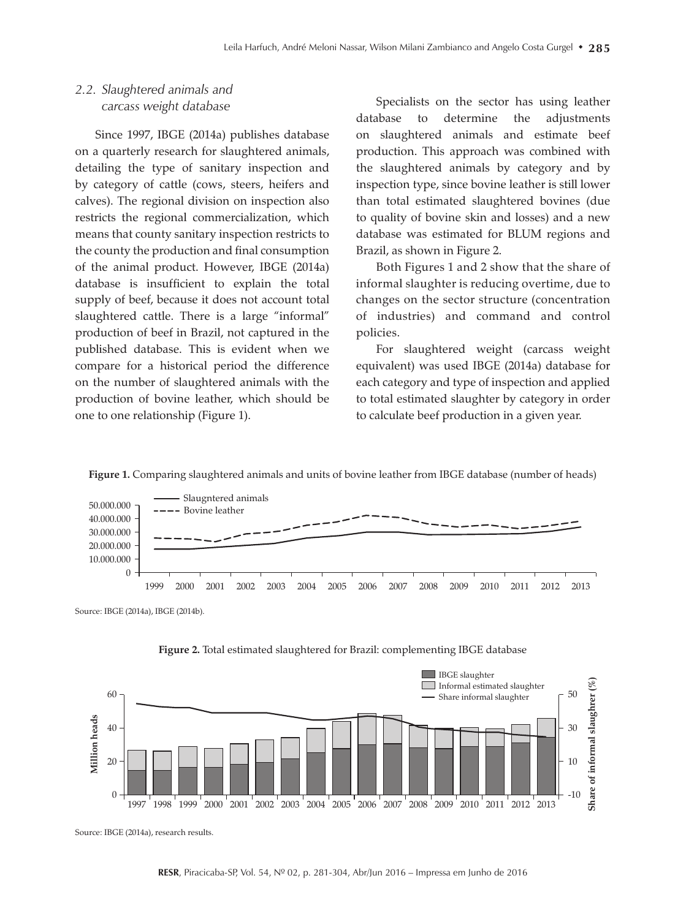### *2.2. Slaughtered animals and carcass weight database*

Since 1997, IBGE (2014a) publishes database on a quarterly research for slaughtered animals, detailing the type of sanitary inspection and by category of cattle (cows, steers, heifers and calves). The regional division on inspection also restricts the regional commercialization, which means that county sanitary inspection restricts to the county the production and final consumption of the animal product. However, IBGE (2014a) database is insufficient to explain the total supply of beef, because it does not account total slaughtered cattle. There is a large "informal" production of beef in Brazil, not captured in the published database. This is evident when we compare for a historical period the difference on the number of slaughtered animals with the production of bovine leather, which should be one to one relationship (Figure 1).

Specialists on the sector has using leather database to determine the adjustments on slaughtered animals and estimate beef production. This approach was combined with the slaughtered animals by category and by inspection type, since bovine leather is still lower than total estimated slaughtered bovines (due to quality of bovine skin and losses) and a new database was estimated for BLUM regions and Brazil, as shown in Figure 2.

Both Figures 1 and 2 show that the share of informal slaughter is reducing overtime, due to changes on the sector structure (concentration of industries) and command and control policies.

For slaughtered weight (carcass weight equivalent) was used IBGE (2014a) database for each category and type of inspection and applied to total estimated slaughter by category in order to calculate beef production in a given year.

**Figure 1.** Comparing slaughtered animals and units of bovine leather from IBGE database (number of heads)

Source: IBGE (2014a), IBGE (2014b).

**Figure 2.** Total estimated slaughtered for Brazil: complementing IBGE database

Source: IBGE (2014a), research results.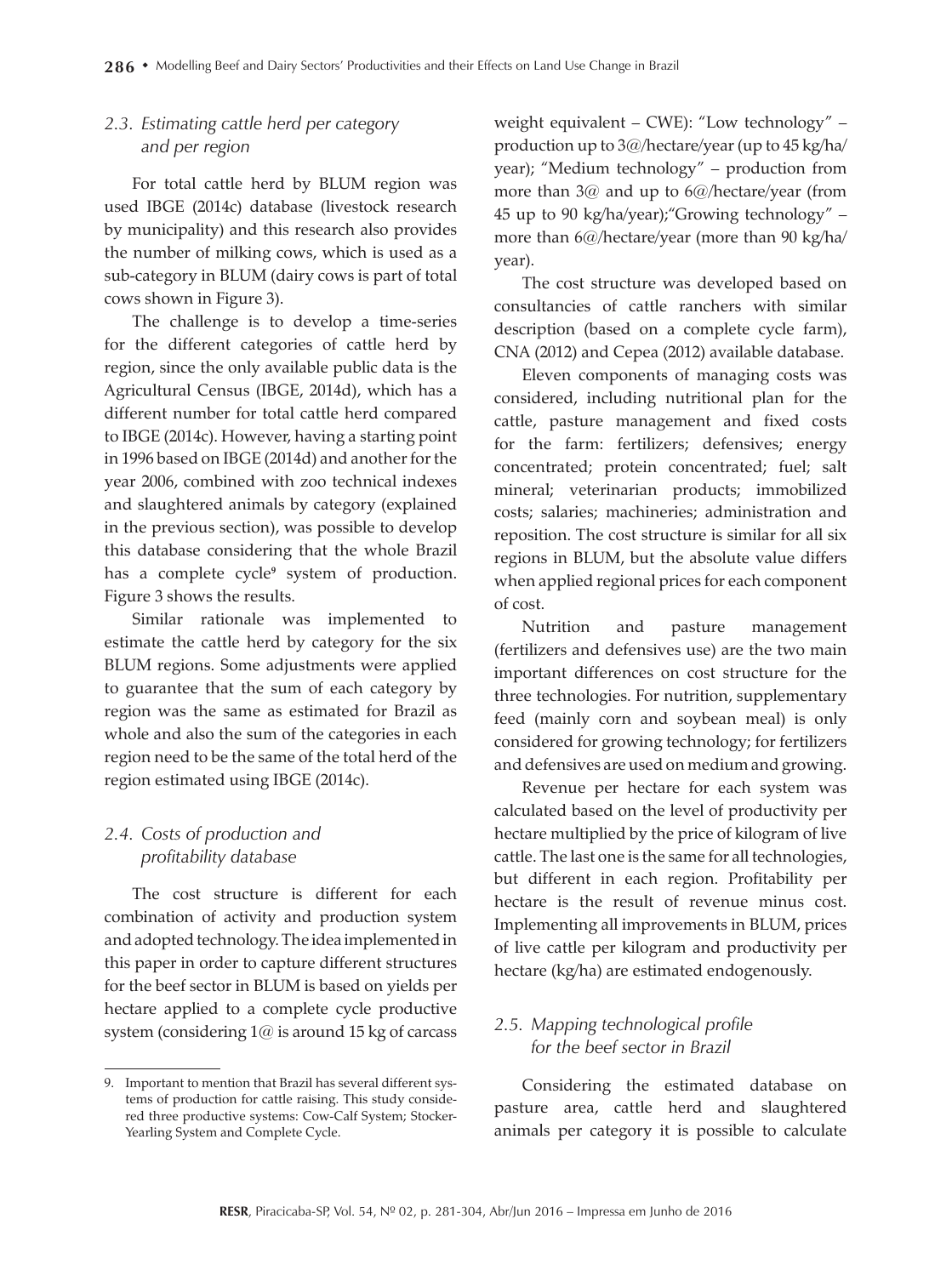### 2.3. Estimating cattle herd per category and per region

For total cattle herd by BLUM region was used IBGE (2014c) database (livestock research by municipality) and this research also provides the number of milking cows, which is used as a sub-category in BLUM (dairy cows is part of total cows shown in Figure 3).

The challenge is to develop a time-series for the different categories of cattle herd by region, since the only available public data is the Agricultural Census (IBGE, 2014d), which has a different number for total cattle herd compared to IBGE (2014c). However, having a starting point in 1996 based on IBGE (2014d) and another for the year 2006, combined with zoo technical indexes and slaughtered animals by category (explained in the previous section), was possible to develop this database considering that the whole Brazil has a complete cycle[9] system of production. Figure 3 shows the results.

Similar rationale was implemented to estimate the cattle herd by category for the six BLUM regions. Some adjustments were applied to guarantee that the sum of each category by region was the same as estimated for Brazil as whole and also the sum of the categories in each region need to be the same of the total herd of the region estimated using IBGE (2014c).

### 2.4. Costs of production and profitability database

The cost structure is different for each combination of activity and production system and adopted technology. The idea implemented in this paper in order to capture different structures for the beef sector in BLUM is based on yields per hectare applied to a complete cycle productive system (considering 1@ is around 15 kg of carcass weight equivalent – CWE): "Low technology" – production up to 3@/hectare/year (up to 45 kg/ha/year); "Medium technology" – production from more than 3@ and up to 6@/hectare/year (from 45 up to 90 kg/ha/year);"Growing technology" – more than 6@/hectare/year (more than 90 kg/ha/year).

The cost structure was developed based on consultancies of cattle ranchers with similar description (based on a complete cycle farm), CNA (2012) and Cepea (2012) available database.

Eleven components of managing costs was considered, including nutritional plan for the cattle, pasture management and fixed costs for the farm: fertilizers; defensives; energy concentrated; protein concentrated; fuel; salt mineral; veterinarian products; immobilized costs; salaries; machineries; administration and reposition. The cost structure is similar for all six regions in BLUM, but the absolute value differs when applied regional prices for each component of cost.

Nutrition and pasture management (fertilizers and defensives use) are the two main important differences on cost structure for the three technologies. For nutrition, supplementary feed (mainly corn and soybean meal) is only considered for growing technology; for fertilizers and defensives are used on medium and growing.

Revenue per hectare for each system was calculated based on the level of productivity per hectare multiplied by the price of kilogram of live cattle. The last one is the same for all technologies, but different in each region. Profitability per hectare is the result of revenue minus cost. Implementing all improvements in BLUM, prices of live cattle per kilogram and productivity per hectare (kg/ha) are estimated endogenously.

### 2.5. Mapping technological profile for the beef sector in Brazil

Considering the estimated database on pasture area, cattle herd and slaughtered animals per category it is possible to calculate

---

9. Important to mention that Brazil has several different systems of production for cattle raising. This study considered three productive systems: Cow-Calf System; Stocker-Yearling System and Complete Cycle.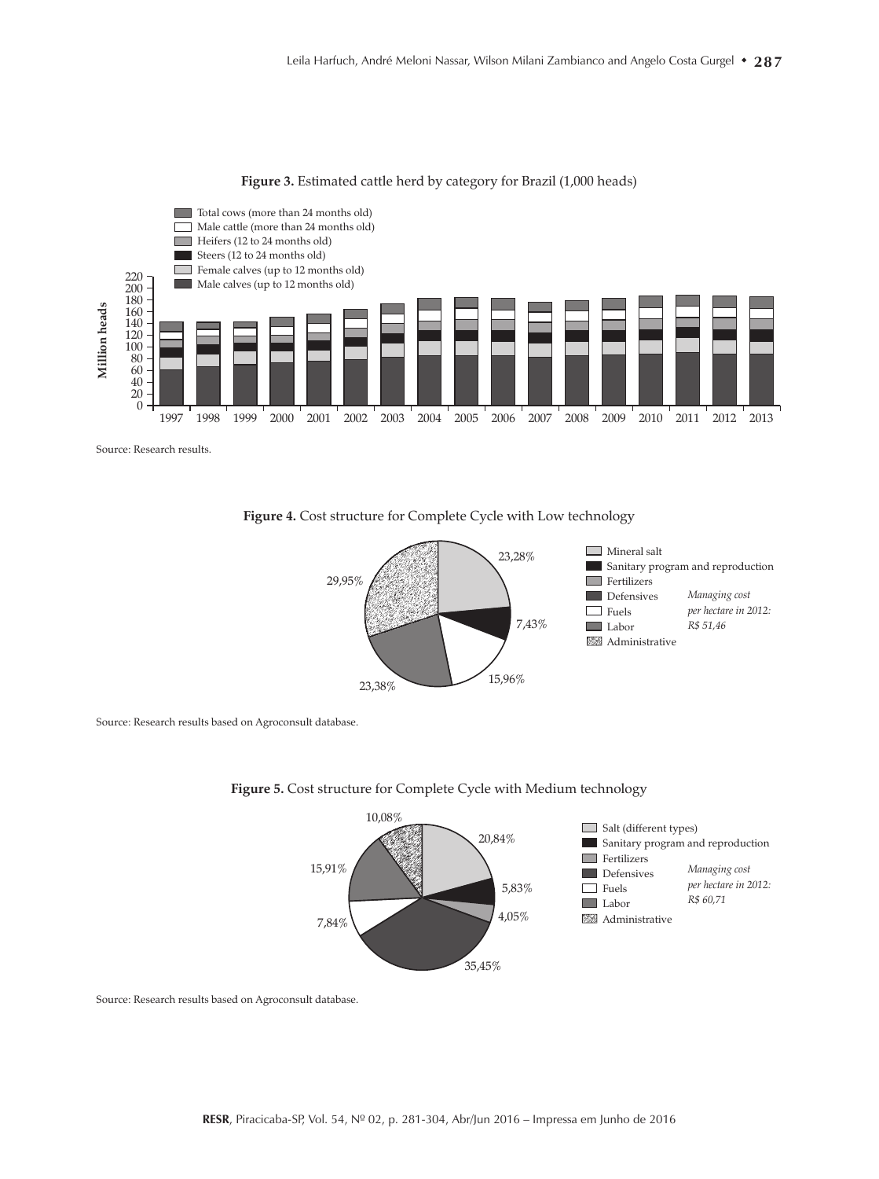**Figure 3.** Estimated cattle herd by category for Brazil (1,000 heads)

Source: Research results.

**Figure 4.** Cost structure for Complete Cycle with Low technology

Source: Research results based on Agroconsult database.

**Figure 5.** Cost structure for Complete Cycle with Medium technology

Source: Research results based on Agroconsult database.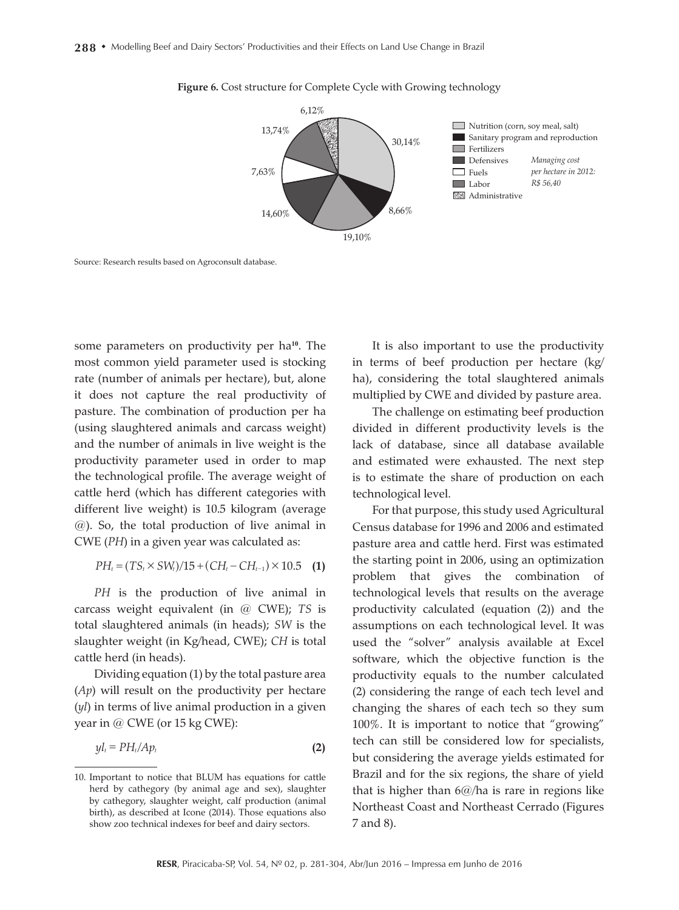**Figure 6.** Cost structure for Complete Cycle with Growing technology

Source: Research results based on Agroconsult database.

some parameters on productivity per ha[10]. The most common yield parameter used is stocking rate (number of animals per hectare), but, alone it does not capture the real productivity of pasture. The combination of production per ha (using slaughtered animals and carcass weight) and the number of animals in live weight is the productivity parameter used in order to map the technological profile. The average weight of cattle herd (which has different categories with different live weight) is 10.5 kilogram (average @). So, the total production of live animal in CWE (*PH*) in a given year was calculated as:

$$PH_t = (TS_t \times SW_t)/15 + (CH_t - CH_{t-1}) \times 10.5 \quad \textbf{(1)}$$

*PH* is the production of live animal in carcass weight equivalent (in @ CWE); *TS* is total slaughtered animals (in heads); *SW* is the slaughter weight (in Kg/head, CWE); *CH* is total cattle herd (in heads).

Dividing equation (1) by the total pasture area (*Ap*) will result on the productivity per hectare (*yl*) in terms of live animal production in a given year in @ CWE (or 15 kg CWE):

$$yl_t = PH_t / Ap_t \quad \textbf{(2)}$$

It is also important to use the productivity in terms of beef production per hectare (kg/ha), considering the total slaughtered animals multiplied by CWE and divided by pasture area.

The challenge on estimating beef production divided in different productivity levels is the lack of database, since all database available and estimated were exhausted. The next step is to estimate the share of production on each technological level.

For that purpose, this study used Agricultural Census database for 1996 and 2006 and estimated pasture area and cattle herd. First was estimated the starting point in 2006, using an optimization problem that gives the combination of technological levels that results on the average productivity calculated (equation (2)) and the assumptions on each technological level. It was used the "solver" analysis available at Excel software, which the objective function is the productivity equals to the number calculated (2) considering the range of each tech level and changing the shares of each tech so they sum 100%. It is important to notice that "growing" tech can still be considered low for specialists, but considering the average yields estimated for Brazil and for the six regions, the share of yield that is higher than 6@/ha is rare in regions like Northeast Coast and Northeast Cerrado (Figures 7 and 8).

10. Important to notice that BLUM has equations for cattle herd by cathegory (by animal age and sex), slaughter by cathegory, slaughter weight, calf production (animal birth), as described at Icone (2014). Those equations also show zoo technical indexes for beef and dairy sectors.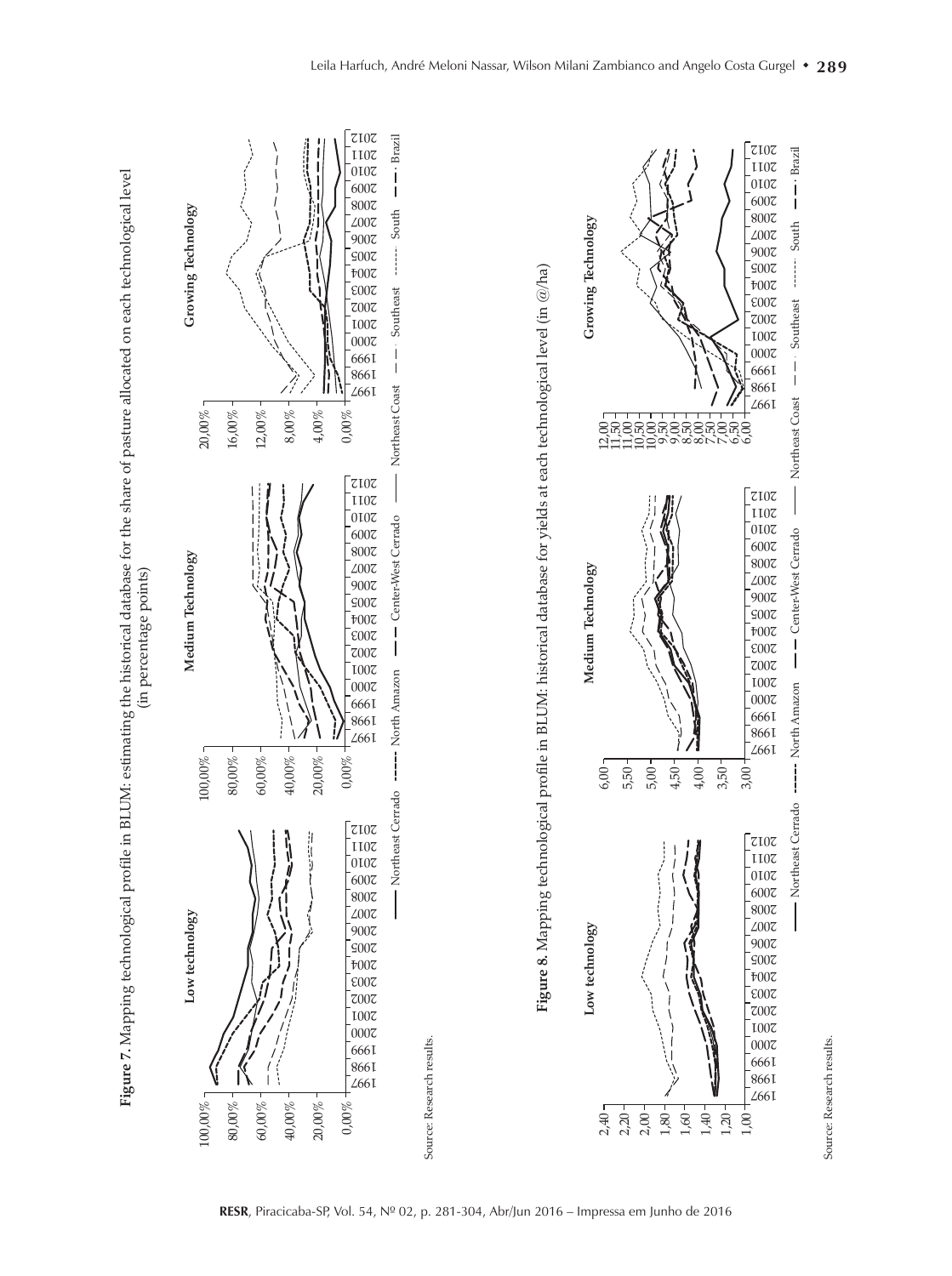**Figure 7.** Mapping technological profile in BLUM: estimating the historical database for the share of pasture allocated on each technological level (in percentage points)

Low technology

Medium Technology

Growing Technology

Northeast Cerrado — North Amazon — Center-West Cerrado — Northeast Coast — Southeast — South — Brazil

Source: Research results.

**Figure 8.** Mapping technological profile in BLUM: historical database for yields at each technological level (in @/ha)

Low technology

Medium Technology

Growing Technology

Northeast Cerrado — North Amazon — Center-West Cerrado — Northeast Coast — Southeast — South — Brazil

Source: Research results.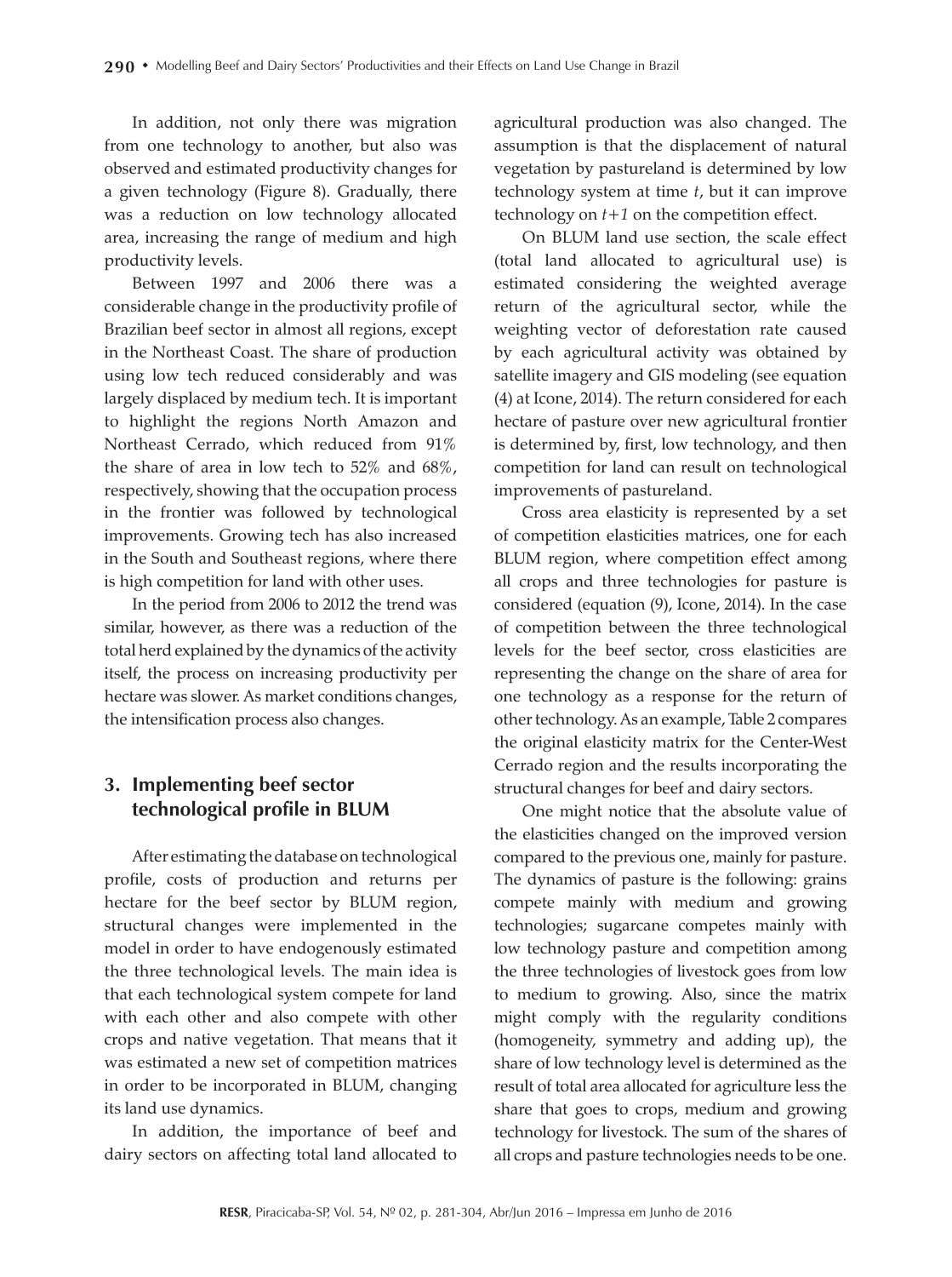In addition, not only there was migration from one technology to another, but also was observed and estimated productivity changes for a given technology (Figure 8). Gradually, there was a reduction on low technology allocated area, increasing the range of medium and high productivity levels.

Between 1997 and 2006 there was a considerable change in the productivity profile of Brazilian beef sector in almost all regions, except in the Northeast Coast. The share of production using low tech reduced considerably and was largely displaced by medium tech. It is important to highlight the regions North Amazon and Northeast Cerrado, which reduced from 91% the share of area in low tech to 52% and 68%, respectively, showing that the occupation process in the frontier was followed by technological improvements. Growing tech has also increased in the South and Southeast regions, where there is high competition for land with other uses.

In the period from 2006 to 2012 the trend was similar, however, as there was a reduction of the total herd explained by the dynamics of the activity itself, the process on increasing productivity per hectare was slower. As market conditions changes, the intensification process also changes.

## 3. Implementing beef sector technological profile in BLUM

After estimating the database on technological profile, costs of production and returns per hectare for the beef sector by BLUM region, structural changes were implemented in the model in order to have endogenously estimated the three technological levels. The main idea is that each technological system compete for land with each other and also compete with other crops and native vegetation. That means that it was estimated a new set of competition matrices in order to be incorporated in BLUM, changing its land use dynamics.

In addition, the importance of beef and dairy sectors on affecting total land allocated to agricultural production was also changed. The assumption is that the displacement of natural vegetation by pastureland is determined by low technology system at time *t*, but it can improve technology on *t+1* on the competition effect.

On BLUM land use section, the scale effect (total land allocated to agricultural use) is estimated considering the weighted average return of the agricultural sector, while the weighting vector of deforestation rate caused by each agricultural activity was obtained by satellite imagery and GIS modeling (see equation (4) at Icone, 2014). The return considered for each hectare of pasture over new agricultural frontier is determined by, first, low technology, and then competition for land can result on technological improvements of pastureland.

Cross area elasticity is represented by a set of competition elasticities matrices, one for each BLUM region, where competition effect among all crops and three technologies for pasture is considered (equation (9), Icone, 2014). In the case of competition between the three technological levels for the beef sector, cross elasticities are representing the change on the share of area for one technology as a response for the return of other technology. As an example, Table 2 compares the original elasticity matrix for the Center-West Cerrado region and the results incorporating the structural changes for beef and dairy sectors.

One might notice that the absolute value of the elasticities changed on the improved version compared to the previous one, mainly for pasture. The dynamics of pasture is the following: grains compete mainly with medium and growing technologies; sugarcane competes mainly with low technology pasture and competition among the three technologies of livestock goes from low to medium to growing. Also, since the matrix might comply with the regularity conditions (homogeneity, symmetry and adding up), the share of low technology level is determined as the result of total area allocated for agriculture less the share that goes to crops, medium and growing technology for livestock. The sum of the shares of all crops and pasture technologies needs to be one.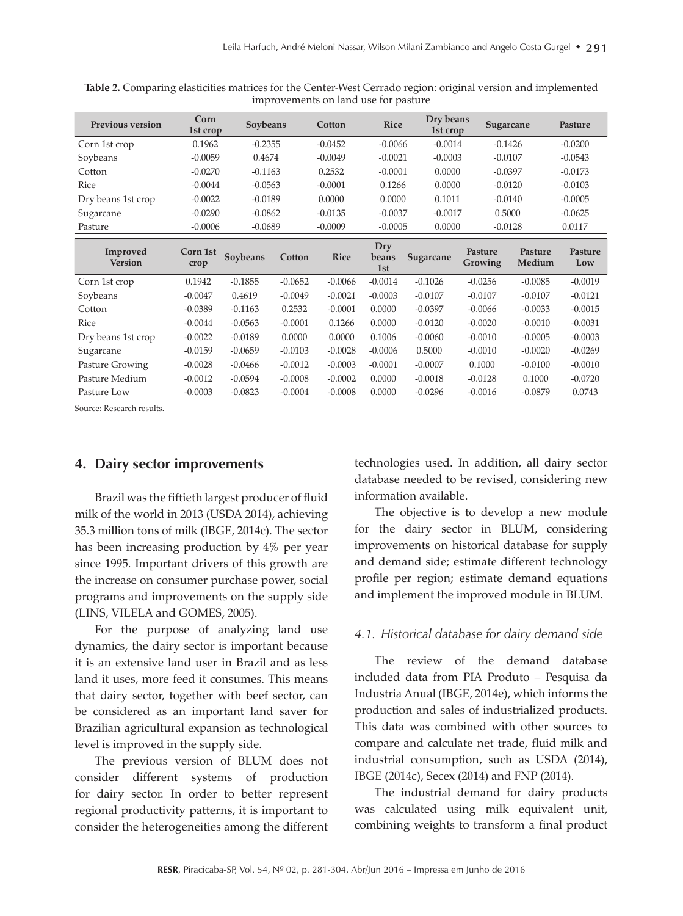**Table 2.** Comparing elasticities matrices for the Center-West Cerrado region: original version and implemented improvements on land use for pasture

| Previous version | Corn 1st crop | Soybeans | Cotton | Rice | Dry beans 1st crop | Sugarcane | Pasture |
|---|---|---|---|---|---|---|---|
| Corn 1st crop | 0.1962 | -0.2355 | -0.0452 | -0.0066 | -0.0014 | -0.1426 | -0.0200 |
| Soybeans | -0.0059 | 0.4674 | -0.0049 | -0.0021 | -0.0003 | -0.0107 | -0.0543 |
| Cotton | -0.0270 | -0.1163 | 0.2532 | -0.0001 | 0.0000 | -0.0397 | -0.0173 |
| Rice | -0.0044 | -0.0563 | -0.0001 | 0.1266 | 0.0000 | -0.0120 | -0.0103 |
| Dry beans 1st crop | -0.0022 | -0.0189 | 0.0000 | 0.0000 | 0.1011 | -0.0140 | -0.0005 |
| Sugarcane | -0.0290 | -0.0862 | -0.0135 | -0.0037 | -0.0017 | 0.5000 | -0.0625 |
| Pasture | -0.0006 | -0.0689 | -0.0009 | -0.0005 | 0.0000 | -0.0128 | 0.0117 |

| Improved Version | Corn 1st crop | Soybeans | Cotton | Rice | Dry beans 1st | Sugarcane | Pasture Growing | Pasture Medium | Pasture Low |
|---|---|---|---|---|---|---|---|---|---|
| Corn 1st crop | 0.1942 | -0.1855 | -0.0652 | -0.0066 | -0.0014 | -0.1026 | -0.0256 | -0.0085 | -0.0019 |
| Soybeans | -0.0047 | 0.4619 | -0.0049 | -0.0021 | -0.0003 | -0.0107 | -0.0107 | -0.0107 | -0.0121 |
| Cotton | -0.0389 | -0.1163 | 0.2532 | -0.0001 | 0.0000 | -0.0397 | -0.0066 | -0.0033 | -0.0015 |
| Rice | -0.0044 | -0.0563 | -0.0001 | 0.1266 | 0.0000 | -0.0120 | -0.0020 | -0.0010 | -0.0031 |
| Dry beans 1st crop | -0.0022 | -0.0189 | 0.0000 | 0.0000 | 0.1006 | -0.0060 | -0.0010 | -0.0005 | -0.0003 |
| Sugarcane | -0.0159 | -0.0659 | -0.0103 | -0.0028 | -0.0006 | 0.5000 | -0.0010 | -0.0020 | -0.0269 |
| Pasture Growing | -0.0028 | -0.0466 | -0.0012 | -0.0003 | -0.0001 | -0.0007 | 0.1000 | -0.0100 | -0.0010 |
| Pasture Medium | -0.0012 | -0.0594 | -0.0008 | -0.0002 | 0.0000 | -0.0018 | -0.0128 | 0.1000 | -0.0720 |
| Pasture Low | -0.0003 | -0.0823 | -0.0004 | -0.0008 | 0.0000 | -0.0296 | -0.0016 | -0.0879 | 0.0743 |

Source: Research results.

## 4. Dairy sector improvements

Brazil was the fiftieth largest producer of fluid milk of the world in 2013 (USDA 2014), achieving 35.3 million tons of milk (IBGE, 2014c). The sector has been increasing production by 4% per year since 1995. Important drivers of this growth are the increase on consumer purchase power, social programs and improvements on the supply side (LINS, VILELA and GOMES, 2005).

For the purpose of analyzing land use dynamics, the dairy sector is important because it is an extensive land user in Brazil and as less land it uses, more feed it consumes. This means that dairy sector, together with beef sector, can be considered as an important land saver for Brazilian agricultural expansion as technological level is improved in the supply side.

The previous version of BLUM does not consider different systems of production for dairy sector. In order to better represent regional productivity patterns, it is important to consider the heterogeneities among the different technologies used. In addition, all dairy sector database needed to be revised, considering new information available.

The objective is to develop a new module for the dairy sector in BLUM, considering improvements on historical database for supply and demand side; estimate different technology profile per region; estimate demand equations and implement the improved module in BLUM.

### 4.1. Historical database for dairy demand side

The review of the demand database included data from PIA Produto – Pesquisa da Industria Anual (IBGE, 2014e), which informs the production and sales of industrialized products. This data was combined with other sources to compare and calculate net trade, fluid milk and industrial consumption, such as USDA (2014), IBGE (2014c), Secex (2014) and FNP (2014).

The industrial demand for dairy products was calculated using milk equivalent unit, combining weights to transform a final product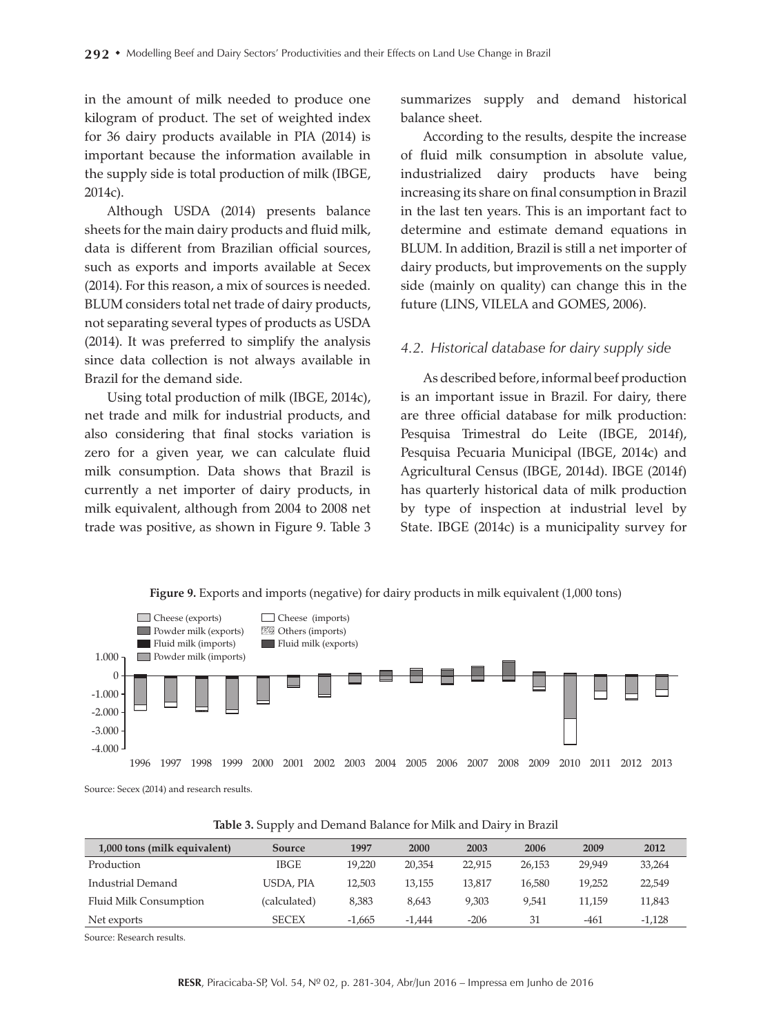in the amount of milk needed to produce one kilogram of product. The set of weighted index for 36 dairy products available in PIA (2014) is important because the information available in the supply side is total production of milk (IBGE, 2014c).

Although USDA (2014) presents balance sheets for the main dairy products and fluid milk, data is different from Brazilian official sources, such as exports and imports available at Secex (2014). For this reason, a mix of sources is needed. BLUM considers total net trade of dairy products, not separating several types of products as USDA (2014). It was preferred to simplify the analysis since data collection is not always available in Brazil for the demand side.

Using total production of milk (IBGE, 2014c), net trade and milk for industrial products, and also considering that final stocks variation is zero for a given year, we can calculate fluid milk consumption. Data shows that Brazil is currently a net importer of dairy products, in milk equivalent, although from 2004 to 2008 net trade was positive, as shown in Figure 9. Table 3 summarizes supply and demand historical balance sheet.

According to the results, despite the increase of fluid milk consumption in absolute value, industrialized dairy products have being increasing its share on final consumption in Brazil in the last ten years. This is an important fact to determine and estimate demand equations in BLUM. In addition, Brazil is still a net importer of dairy products, but improvements on the supply side (mainly on quality) can change this in the future (LINS, VILELA and GOMES, 2006).

### *4.2. Historical database for dairy supply side*

As described before, informal beef production is an important issue in Brazil. For dairy, there are three official database for milk production: Pesquisa Trimestral do Leite (IBGE, 2014f), Pesquisa Pecuaria Municipal (IBGE, 2014c) and Agricultural Census (IBGE, 2014d). IBGE (2014f) has quarterly historical data of milk production by type of inspection at industrial level by State. IBGE (2014c) is a municipality survey for

**Figure 9.** Exports and imports (negative) for dairy products in milk equivalent (1,000 tons)

Source: Secex (2014) and research results.

**Table 3.** Supply and Demand Balance for Milk and Dairy in Brazil

| 1,000 tons (milk equivalent) | Source | 1997 | 2000 | 2003 | 2006 | 2009 | 2012 |
|---|---|---|---|---|---|---|---|
| Production | IBGE | 19,220 | 20,354 | 22,915 | 26,153 | 29,949 | 33,264 |
| Industrial Demand | USDA, PIA | 12,503 | 13,155 | 13,817 | 16,580 | 19,252 | 22,549 |
| Fluid Milk Consumption | (calculated) | 8,383 | 8,643 | 9,303 | 9,541 | 11,159 | 11,843 |
| Net exports | SECEX | -1,665 | -1,444 | -206 | 31 | -461 | -1,128 |

Source: Research results.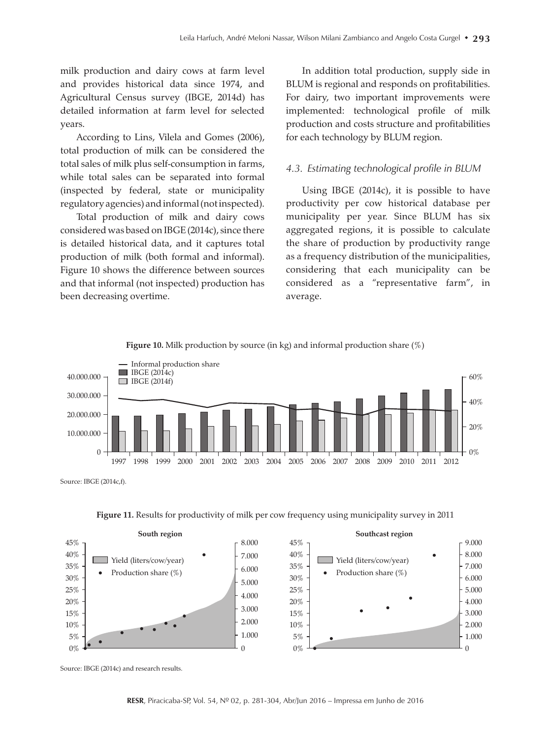milk production and dairy cows at farm level and provides historical data since 1974, and Agricultural Census survey (IBGE, 2014d) has detailed information at farm level for selected years.

According to Lins, Vilela and Gomes (2006), total production of milk can be considered the total sales of milk plus self-consumption in farms, while total sales can be separated into formal (inspected by federal, state or municipality regulatory agencies) and informal (not inspected).

Total production of milk and dairy cows considered was based on IBGE (2014c), since there is detailed historical data, and it captures total production of milk (both formal and informal). Figure 10 shows the difference between sources and that informal (not inspected) production has been decreasing overtime.

In addition total production, supply side in BLUM is regional and responds on profitabilities. For dairy, two important improvements were implemented: technological profile of milk production and costs structure and profitabilities for each technology by BLUM region.

### *4.3. Estimating technological profile in BLUM*

Using IBGE (2014c), it is possible to have productivity per cow historical database per municipality per year. Since BLUM has six aggregated regions, it is possible to calculate the share of production by productivity range as a frequency distribution of the municipalities, considering that each municipality can be considered as a "representative farm", in average.

**Figure 10.** Milk production by source (in kg) and informal production share (%)

Source: IBGE (2014c,f).

**Figure 11.** Results for productivity of milk per cow frequency using municipality survey in 2011

Source: IBGE (2014c) and research results.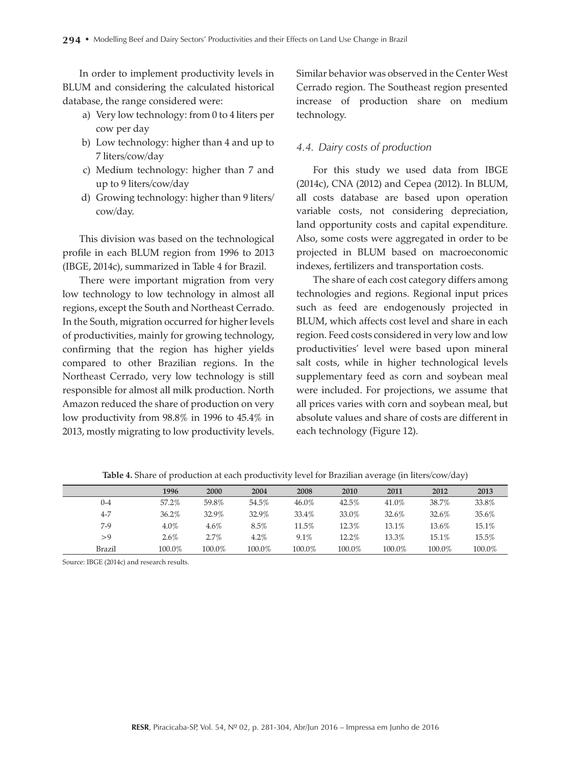In order to implement productivity levels in BLUM and considering the calculated historical database, the range considered were:

a) Very low technology: from 0 to 4 liters per cow per day
b) Low technology: higher than 4 and up to 7 liters/cow/day
c) Medium technology: higher than 7 and up to 9 liters/cow/day
d) Growing technology: higher than 9 liters/cow/day.

This division was based on the technological profile in each BLUM region from 1996 to 2013 (IBGE, 2014c), summarized in Table 4 for Brazil.

There were important migration from very low technology to low technology in almost all regions, except the South and Northeast Cerrado. In the South, migration occurred for higher levels of productivities, mainly for growing technology, confirming that the region has higher yields compared to other Brazilian regions. In the Northeast Cerrado, very low technology is still responsible for almost all milk production. North Amazon reduced the share of production on very low productivity from 98.8% in 1996 to 45.4% in 2013, mostly migrating to low productivity levels. Similar behavior was observed in the Center West Cerrado region. The Southeast region presented increase of production share on medium technology.

### *4.4. Dairy costs of production*

For this study we used data from IBGE (2014c), CNA (2012) and Cepea (2012). In BLUM, all costs database are based upon operation variable costs, not considering depreciation, land opportunity costs and capital expenditure. Also, some costs were aggregated in order to be projected in BLUM based on macroeconomic indexes, fertilizers and transportation costs.

The share of each cost category differs among technologies and regions. Regional input prices such as feed are endogenously projected in BLUM, which affects cost level and share in each region. Feed costs considered in very low and low productivities' level were based upon mineral salt costs, while in higher technological levels supplementary feed as corn and soybean meal were included. For projections, we assume that all prices varies with corn and soybean meal, but absolute values and share of costs are different in each technology (Figure 12).

**Table 4.** Share of production at each productivity level for Brazilian average (in liters/cow/day)

| | 1996 | 2000 | 2004 | 2008 | 2010 | 2011 | 2012 | 2013 |
|---|---|---|---|---|---|---|---|---|
| 0-4 | 57.2% | 59.8% | 54.5% | 46.0% | 42.5% | 41.0% | 38.7% | 33.8% |
| 4-7 | 36.2% | 32.9% | 32.9% | 33.4% | 33.0% | 32.6% | 32.6% | 35.6% |
| 7-9 | 4.0% | 4.6% | 8.5% | 11.5% | 12.3% | 13.1% | 13.6% | 15.1% |
| >9 | 2.6% | 2.7% | 4.2% | 9.1% | 12.2% | 13.3% | 15.1% | 15.5% |
| Brazil | 100.0% | 100.0% | 100.0% | 100.0% | 100.0% | 100.0% | 100.0% | 100.0% |

Source: IBGE (2014c) and research results.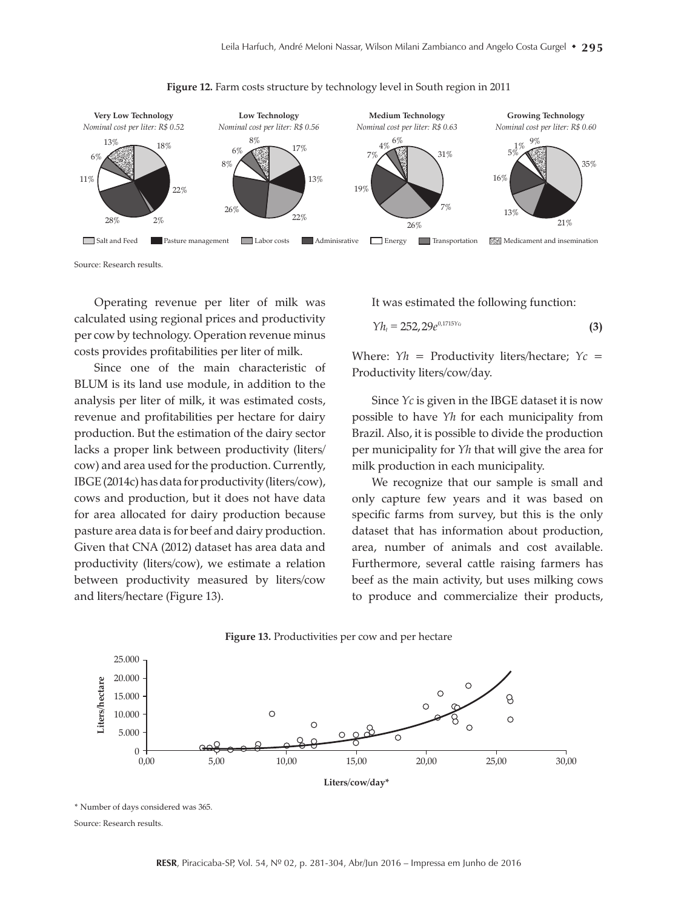**Figure 12.** Farm costs structure by technology level in South region in 2011

Source: Research results.

Operating revenue per liter of milk was calculated using regional prices and productivity per cow by technology. Operation revenue minus costs provides profitabilities per liter of milk.

Since one of the main characteristic of BLUM is its land use module, in addition to the analysis per liter of milk, it was estimated costs, revenue and profitabilities per hectare for dairy production. But the estimation of the dairy sector lacks a proper link between productivity (liters/cow) and area used for the production. Currently, IBGE (2014c) has data for productivity (liters/cow), cows and production, but it does not have data for area allocated for dairy production because pasture area data is for beef and dairy production. Given that CNA (2012) dataset has area data and productivity (liters/cow), we estimate a relation between productivity measured by liters/cow and liters/hectare (Figure 13).

It was estimated the following function:

$$Yh_t = 252,29e^{0,1715Yc_t} \quad (3)$$

Where: $Yh$ = Productivity liters/hectare; $Yc$ = Productivity liters/cow/day.

Since $Yc$ is given in the IBGE dataset it is now possible to have $Yh$ for each municipality from Brazil. Also, it is possible to divide the production per municipality for $Yh$ that will give the area for milk production in each municipality.

We recognize that our sample is small and only capture few years and it was based on specific farms from survey, but this is the only dataset that has information about production, area, number of animals and cost available. Furthermore, several cattle raising farmers has beef as the main activity, but uses milking cows to produce and commercialize their products,

**Figure 13.** Productivities per cow and per hectare

\* Number of days considered was 365.

Source: Research results.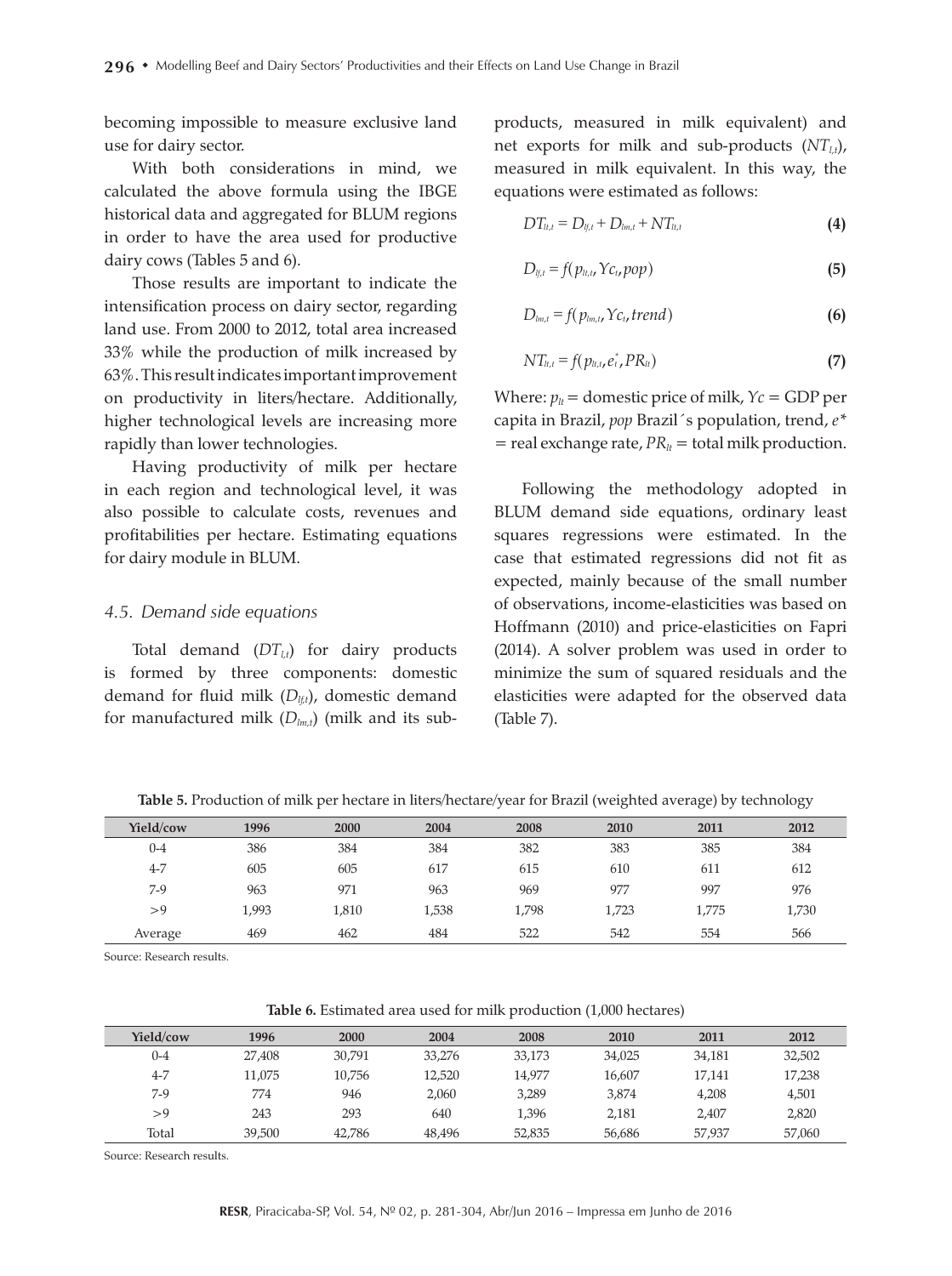becoming impossible to measure exclusive land use for dairy sector.

With both considerations in mind, we calculated the above formula using the IBGE historical data and aggregated for BLUM regions in order to have the area used for productive dairy cows (Tables 5 and 6).

Those results are important to indicate the intensification process on dairy sector, regarding land use. From 2000 to 2012, total area increased 33% while the production of milk increased by 63%. This result indicates important improvement on productivity in liters/hectare. Additionally, higher technological levels are increasing more rapidly than lower technologies.

Having productivity of milk per hectare in each region and technological level, it was also possible to calculate costs, revenues and profitabilities per hectare. Estimating equations for dairy module in BLUM.

### *4.5. Demand side equations*

Total demand ($DT_{l,t}$) for dairy products is formed by three components: domestic demand for fluid milk ($D_{lf,t}$), domestic demand for manufactured milk ($D_{lm,t}$) (milk and its sub-products, measured in milk equivalent) and net exports for milk and sub-products ($NT_{l,t}$), measured in milk equivalent. In this way, the equations were estimated as follows:

$$DT_{lt,t} = D_{lf,t} + D_{lm,t} + NT_{lt,t} \tag{4}$$

$$D_{lf,t} = f(p_{lt,t}, Yc_t, pop) \tag{5}$$

$$D_{lm,t} = f(p_{lm,t}, Yc_t, trend) \tag{6}$$

$$NT_{lt,t} = f(p_{lt,t}, e^*_t, PR_{lt}) \tag{7}$$

Where: $p_{lt}$ = domestic price of milk, $Yc$ = GDP per capita in Brazil, *pop* Brazil´s population, trend, $e^*$ = real exchange rate, $PR_{lt}$ = total milk production.

Following the methodology adopted in BLUM demand side equations, ordinary least squares regressions were estimated. In the case that estimated regressions did not fit as expected, mainly because of the small number of observations, income-elasticities was based on Hoffmann (2010) and price-elasticities on Fapri (2014). A solver problem was used in order to minimize the sum of squared residuals and the elasticities were adapted for the observed data (Table 7).

**Table 5.** Production of milk per hectare in liters/hectare/year for Brazil (weighted average) by technology

| Yield/cow | 1996 | 2000 | 2004 | 2008 | 2010 | 2011 | 2012 |
|---|---|---|---|---|---|---|---|
| 0-4 | 386 | 384 | 384 | 382 | 383 | 385 | 384 |
| 4-7 | 605 | 605 | 617 | 615 | 610 | 611 | 612 |
| 7-9 | 963 | 971 | 963 | 969 | 977 | 997 | 976 |
| >9 | 1,993 | 1,810 | 1,538 | 1,798 | 1,723 | 1,775 | 1,730 |
| Average | 469 | 462 | 484 | 522 | 542 | 554 | 566 |

Source: Research results.

**Table 6.** Estimated area used for milk production (1,000 hectares)

| Yield/cow | 1996 | 2000 | 2004 | 2008 | 2010 | 2011 | 2012 |
|---|---|---|---|---|---|---|---|
| 0-4 | 27,408 | 30,791 | 33,276 | 33,173 | 34,025 | 34,181 | 32,502 |
| 4-7 | 11,075 | 10,756 | 12,520 | 14,977 | 16,607 | 17,141 | 17,238 |
| 7-9 | 774 | 946 | 2,060 | 3,289 | 3,874 | 4,208 | 4,501 |
| >9 | 243 | 293 | 640 | 1,396 | 2,181 | 2,407 | 2,820 |
| Total | 39,500 | 42,786 | 48,496 | 52,835 | 56,686 | 57,937 | 57,060 |

Source: Research results.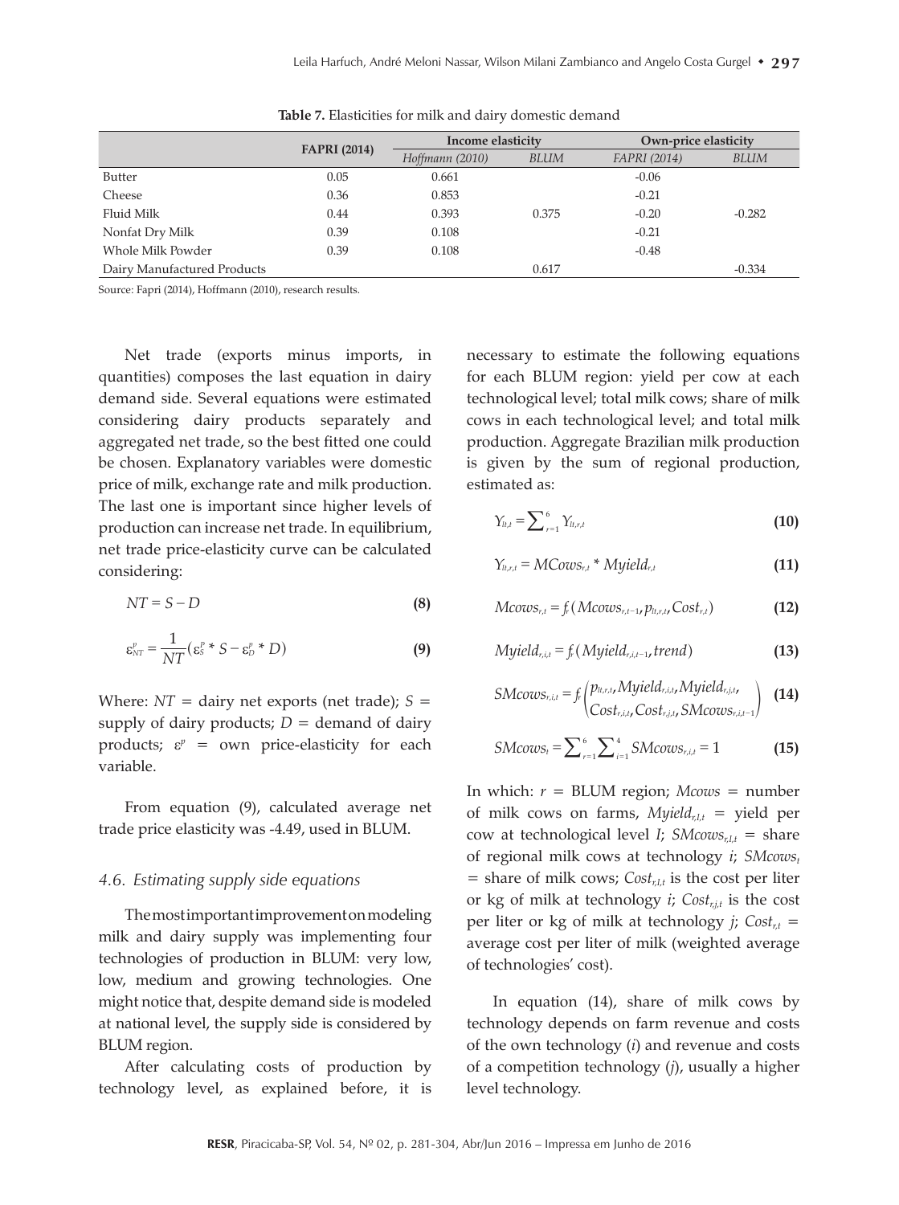**Table 7.** Elasticities for milk and dairy domestic demand

| | FAPRI (2014) | Income elasticity | | Own-price elasticity | |
|---|---|---|---|---|---|
| | | *Hoffmann (2010)* | *BLUM* | *FAPRI (2014)* | *BLUM* |
| Butter | 0.05 | 0.661 | | -0.06 | |
| Cheese | 0.36 | 0.853 | | -0.21 | |
| Fluid Milk | 0.44 | 0.393 | 0.375 | -0.20 | -0.282 |
| Nonfat Dry Milk | 0.39 | 0.108 | | -0.21 | |
| Whole Milk Powder | 0.39 | 0.108 | | -0.48 | |
| Dairy Manufactured Products | | | 0.617 | | -0.334 |

Source: Fapri (2014), Hoffmann (2010), research results.

Net trade (exports minus imports, in quantities) composes the last equation in dairy demand side. Several equations were estimated considering dairy products separately and aggregated net trade, so the best fitted one could be chosen. Explanatory variables were domestic price of milk, exchange rate and milk production. The last one is important since higher levels of production can increase net trade. In equilibrium, net trade price-elasticity curve can be calculated considering:

$$NT = S - D \tag{8}$$

$$\varepsilon^{p}_{NT} = \frac{1}{NT}(\varepsilon^{p}_{S} * S - \varepsilon^{p}_{D} * D) \tag{9}$$

Where: $NT$ = dairy net exports (net trade); $S$ = supply of dairy products; $D$ = demand of dairy products; $\varepsilon^{p}$ = own price-elasticity for each variable.

From equation (9), calculated average net trade price elasticity was -4.49, used in BLUM.

### *4.6. Estimating supply side equations*

The most important improvement on modeling milk and dairy supply was implementing four technologies of production in BLUM: very low, low, medium and growing technologies. One might notice that, despite demand side is modeled at national level, the supply side is considered by BLUM region.

After calculating costs of production by technology level, as explained before, it is necessary to estimate the following equations for each BLUM region: yield per cow at each technological level; total milk cows; share of milk cows in each technological level; and total milk production. Aggregate Brazilian milk production is given by the sum of regional production, estimated as:

$$Y_{lt,t} = \sum\nolimits_{r=1}^{6} Y_{lt,r,t} \tag{10}$$

$$Y_{lt,r,t} = MCows_{r,t} * Myield_{r,t} \tag{11}$$

$$Mcows_{r,t} = f_r(Mcows_{r,t-1}, p_{lt,r,t}, Cost_{r,t}) \tag{12}$$

$$Myield_{r,i,t} = f_r(Myield_{r,i,t-1}, trend) \tag{13}$$

$$SMcows_{r,i,t} = f_r\begin{pmatrix} p_{lt,r,t}, Myield_{r,i,t}, Myield_{r,j,t}, \\ Cost_{r,i,t}, Cost_{r,j,t}, SMcows_{r,i,t-1} \end{pmatrix} \tag{14}$$

$$SMcows_{t} = \sum\nolimits_{r=1}^{6}\sum\nolimits_{i=1}^{4} SMcows_{r,i,t} = 1 \tag{15}$$

In which: $r$ = BLUM region; *Mcows* = number of milk cows on farms, $Myield_{r,I,t}$ = yield per cow at technological level *I*; $SMcows_{r,I,t}$ = share of regional milk cows at technology *i*; $SMcows_{t}$ = share of milk cows; $Cost_{r,I,t}$ is the cost per liter or kg of milk at technology *i*; $Cost_{r,j,t}$ is the cost per liter or kg of milk at technology *j*; $Cost_{r,t}$ = average cost per liter of milk (weighted average of technologies' cost).

In equation (14), share of milk cows by technology depends on farm revenue and costs of the own technology (*i*) and revenue and costs of a competition technology (*j*), usually a higher level technology.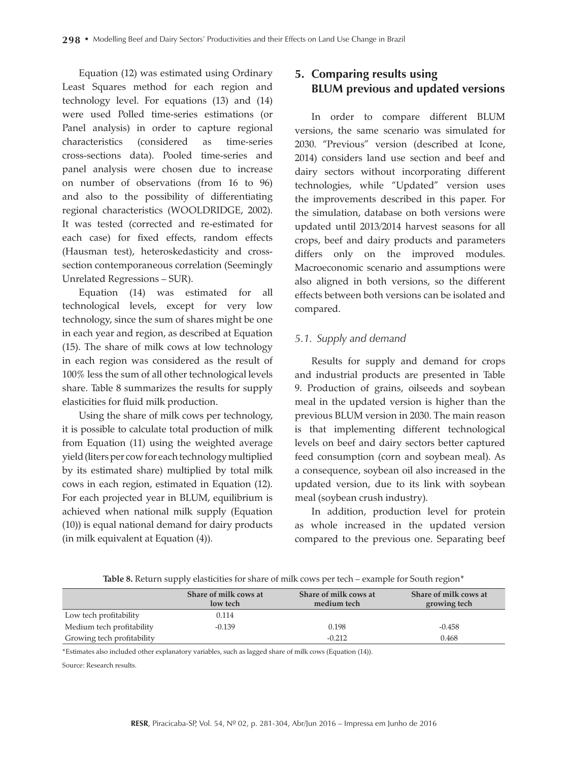Equation (12) was estimated using Ordinary Least Squares method for each region and technology level. For equations (13) and (14) were used Polled time-series estimations (or Panel analysis) in order to capture regional characteristics (considered as time-series cross-sections data). Pooled time-series and panel analysis were chosen due to increase on number of observations (from 16 to 96) and also to the possibility of differentiating regional characteristics (WOOLDRIDGE, 2002). It was tested (corrected and re-estimated for each case) for fixed effects, random effects (Hausman test), heteroskedasticity and cross-section contemporaneous correlation (Seemingly Unrelated Regressions – SUR).

Equation (14) was estimated for all technological levels, except for very low technology, since the sum of shares might be one in each year and region, as described at Equation (15). The share of milk cows at low technology in each region was considered as the result of 100% less the sum of all other technological levels share. Table 8 summarizes the results for supply elasticities for fluid milk production.

Using the share of milk cows per technology, it is possible to calculate total production of milk from Equation (11) using the weighted average yield (liters per cow for each technology multiplied by its estimated share) multiplied by total milk cows in each region, estimated in Equation (12). For each projected year in BLUM, equilibrium is achieved when national milk supply (Equation (10)) is equal national demand for dairy products (in milk equivalent at Equation (4)).

## 5. Comparing results using BLUM previous and updated versions

In order to compare different BLUM versions, the same scenario was simulated for 2030. "Previous" version (described at Icone, 2014) considers land use section and beef and dairy sectors without incorporating different technologies, while "Updated" version uses the improvements described in this paper. For the simulation, database on both versions were updated until 2013/2014 harvest seasons for all crops, beef and dairy products and parameters differs only on the improved modules. Macroeconomic scenario and assumptions were also aligned in both versions, so the different effects between both versions can be isolated and compared.

### *5.1. Supply and demand*

Results for supply and demand for crops and industrial products are presented in Table 9. Production of grains, oilseeds and soybean meal in the updated version is higher than the previous BLUM version in 2030. The main reason is that implementing different technological levels on beef and dairy sectors better captured feed consumption (corn and soybean meal). As a consequence, soybean oil also increased in the updated version, due to its link with soybean meal (soybean crush industry).

In addition, production level for protein as whole increased in the updated version compared to the previous one. Separating beef

**Table 8.** Return supply elasticities for share of milk cows per tech – example for South region*

| | Share of milk cows at low tech | Share of milk cows at medium tech | Share of milk cows at growing tech |
|---|---|---|---|
| Low tech profitability | 0.114 | | |
| Medium tech profitability | -0.139 | 0.198 | -0.458 |
| Growing tech profitability | | -0.212 | 0.468 |

*Estimates also included other explanatory variables, such as lagged share of milk cows (Equation (14)).

Source: Research results.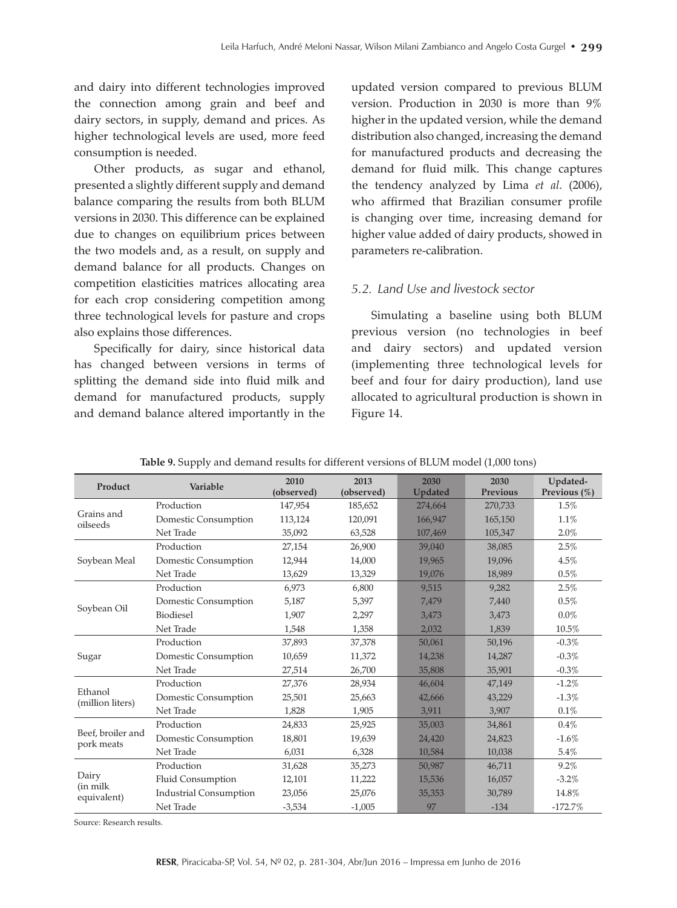and dairy into different technologies improved the connection among grain and beef and dairy sectors, in supply, demand and prices. As higher technological levels are used, more feed consumption is needed.

Other products, as sugar and ethanol, presented a slightly different supply and demand balance comparing the results from both BLUM versions in 2030. This difference can be explained due to changes on equilibrium prices between the two models and, as a result, on supply and demand balance for all products. Changes on competition elasticities matrices allocating area for each crop considering competition among three technological levels for pasture and crops also explains those differences.

Specifically for dairy, since historical data has changed between versions in terms of splitting the demand side into fluid milk and demand for manufactured products, supply and demand balance altered importantly in the updated version compared to previous BLUM version. Production in 2030 is more than 9% higher in the updated version, while the demand distribution also changed, increasing the demand for manufactured products and decreasing the demand for fluid milk. This change captures the tendency analyzed by Lima *et al*. (2006), who affirmed that Brazilian consumer profile is changing over time, increasing demand for higher value added of dairy products, showed in parameters re-calibration.

### *5.2. Land Use and livestock sector*

Simulating a baseline using both BLUM previous version (no technologies in beef and dairy sectors) and updated version (implementing three technological levels for beef and four for dairy production), land use allocated to agricultural production is shown in Figure 14.

**Table 9.** Supply and demand results for different versions of BLUM model (1,000 tons)

| Product | Variable | 2010 (observed) | 2013 (observed) | 2030 Updated | 2030 Previous | Updated-Previous (%) |
|---|---|---|---|---|---|---|
| Grains and oilseeds | Production | 147,954 | 185,652 | 274,664 | 270,733 | 1.5% |
| | Domestic Consumption | 113,124 | 120,091 | 166,947 | 165,150 | 1.1% |
| | Net Trade | 35,092 | 63,528 | 107,469 | 105,347 | 2.0% |
| Soybean Meal | Production | 27,154 | 26,900 | 39,040 | 38,085 | 2.5% |
| | Domestic Consumption | 12,944 | 14,000 | 19,965 | 19,096 | 4.5% |
| | Net Trade | 13,629 | 13,329 | 19,076 | 18,989 | 0.5% |
| Soybean Oil | Production | 6,973 | 6,800 | 9,515 | 9,282 | 2.5% |
| | Domestic Consumption | 5,187 | 5,397 | 7,479 | 7,440 | 0.5% |
| | Biodiesel | 1,907 | 2,297 | 3,473 | 3,473 | 0.0% |
| | Net Trade | 1,548 | 1,358 | 2,032 | 1,839 | 10.5% |
| Sugar | Production | 37,893 | 37,378 | 50,061 | 50,196 | -0.3% |
| | Domestic Consumption | 10,659 | 11,372 | 14,238 | 14,287 | -0.3% |
| | Net Trade | 27,514 | 26,700 | 35,808 | 35,901 | -0.3% |
| Ethanol (million liters) | Production | 27,376 | 28,934 | 46,604 | 47,149 | -1.2% |
| | Domestic Consumption | 25,501 | 25,663 | 42,666 | 43,229 | -1.3% |
| | Net Trade | 1,828 | 1,905 | 3,911 | 3,907 | 0.1% |
| Beef, broiler and pork meats | Production | 24,833 | 25,925 | 35,003 | 34,861 | 0.4% |
| | Domestic Consumption | 18,801 | 19,639 | 24,420 | 24,823 | -1.6% |
| | Net Trade | 6,031 | 6,328 | 10,584 | 10,038 | 5.4% |
| Dairy (in milk equivalent) | Production | 31,628 | 35,273 | 50,987 | 46,711 | 9.2% |
| | Fluid Consumption | 12,101 | 11,222 | 15,536 | 16,057 | -3.2% |
| | Industrial Consumption | 23,056 | 25,076 | 35,353 | 30,789 | 14.8% |
| | Net Trade | -3,534 | -1,005 | 97 | -134 | -172.7% |

Source: Research results.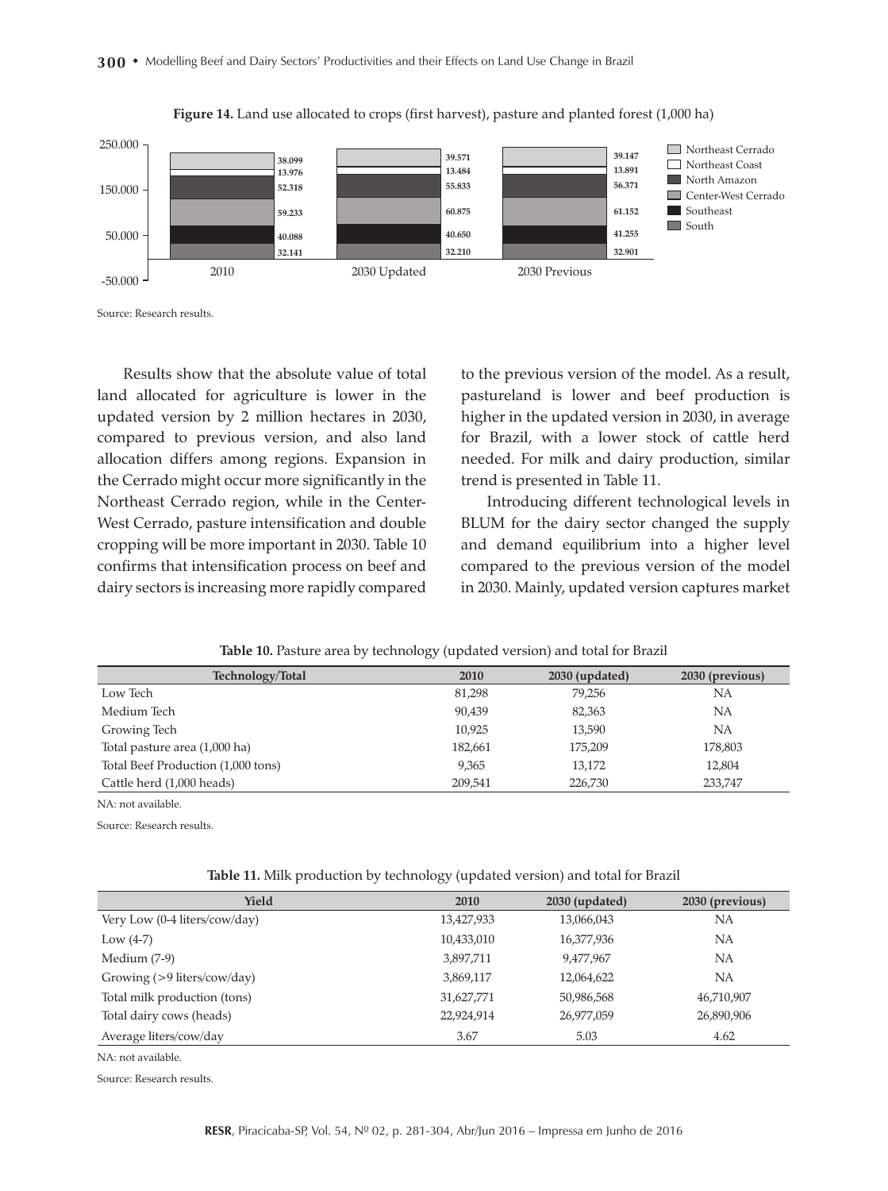**Figure 14.** Land use allocated to crops (first harvest), pasture and planted forest (1,000 ha)

| Region | 2010 | 2030 Updated | 2030 Previous |
|---|---|---|---|
| Northeast Cerrado | 38.099 | 39.571 | 39.147 |
| Northeast Coast | 13.976 | 13.484 | 13.891 |
| North Amazon | 52.318 | 55.833 | 56.371 |
| Center-West Cerrado | 59.233 | 60.875 | 61.152 |
| Southeast | 40.088 | 40.650 | 41.255 |
| South | 32.141 | 32.210 | 32.901 |

Source: Research results.

Results show that the absolute value of total land allocated for agriculture is lower in the updated version by 2 million hectares in 2030, compared to previous version, and also land allocation differs among regions. Expansion in the Cerrado might occur more significantly in the Northeast Cerrado region, while in the Center-West Cerrado, pasture intensification and double cropping will be more important in 2030. Table 10 confirms that intensification process on beef and dairy sectors is increasing more rapidly compared to the previous version of the model. As a result, pastureland is lower and beef production is higher in the updated version in 2030, in average for Brazil, with a lower stock of cattle herd needed. For milk and dairy production, similar trend is presented in Table 11.

Introducing different technological levels in BLUM for the dairy sector changed the supply and demand equilibrium into a higher level compared to the previous version of the model in 2030. Mainly, updated version captures market

**Table 10.** Pasture area by technology (updated version) and total for Brazil

| Technology/Total | 2010 | 2030 (updated) | 2030 (previous) |
|---|---|---|---|
| Low Tech | 81,298 | 79,256 | NA |
| Medium Tech | 90,439 | 82,363 | NA |
| Growing Tech | 10,925 | 13,590 | NA |
| Total pasture area (1,000 ha) | 182,661 | 175,209 | 178,803 |
| Total Beef Production (1,000 tons) | 9,365 | 13,172 | 12,804 |
| Cattle herd (1,000 heads) | 209,541 | 226,730 | 233,747 |

NA: not available.

Source: Research results.

**Table 11.** Milk production by technology (updated version) and total for Brazil

| Yield | 2010 | 2030 (updated) | 2030 (previous) |
|---|---|---|---|
| Very Low (0-4 liters/cow/day) | 13,427,933 | 13,066,043 | NA |
| Low (4-7) | 10,433,010 | 16,377,936 | NA |
| Medium (7-9) | 3,897,711 | 9,477,967 | NA |
| Growing (>9 liters/cow/day) | 3,869,117 | 12,064,622 | NA |
| Total milk production (tons) | 31,627,771 | 50,986,568 | 46,710,907 |
| Total dairy cows (heads) | 22,924,914 | 26,977,059 | 26,890,906 |
| Average liters/cow/day | 3.67 | 5.03 | 4.62 |

NA: not available.

Source: Research results.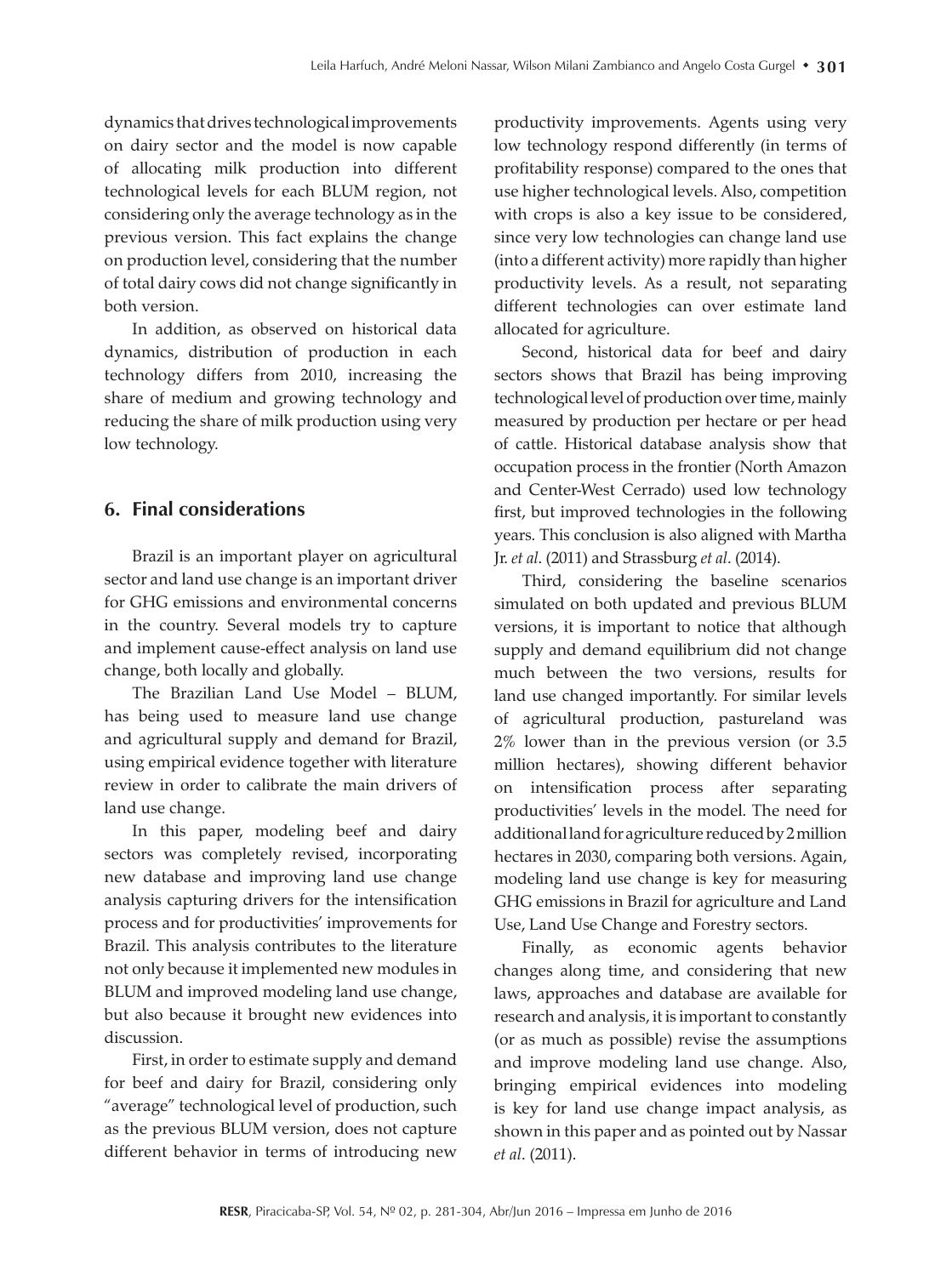dynamics that drives technological improvements on dairy sector and the model is now capable of allocating milk production into different technological levels for each BLUM region, not considering only the average technology as in the previous version. This fact explains the change on production level, considering that the number of total dairy cows did not change significantly in both version.

In addition, as observed on historical data dynamics, distribution of production in each technology differs from 2010, increasing the share of medium and growing technology and reducing the share of milk production using very low technology.

## 6. Final considerations

Brazil is an important player on agricultural sector and land use change is an important driver for GHG emissions and environmental concerns in the country. Several models try to capture and implement cause-effect analysis on land use change, both locally and globally.

The Brazilian Land Use Model – BLUM, has being used to measure land use change and agricultural supply and demand for Brazil, using empirical evidence together with literature review in order to calibrate the main drivers of land use change.

In this paper, modeling beef and dairy sectors was completely revised, incorporating new database and improving land use change analysis capturing drivers for the intensification process and for productivities' improvements for Brazil. This analysis contributes to the literature not only because it implemented new modules in BLUM and improved modeling land use change, but also because it brought new evidences into discussion.

First, in order to estimate supply and demand for beef and dairy for Brazil, considering only "average" technological level of production, such as the previous BLUM version, does not capture different behavior in terms of introducing new productivity improvements. Agents using very low technology respond differently (in terms of profitability response) compared to the ones that use higher technological levels. Also, competition with crops is also a key issue to be considered, since very low technologies can change land use (into a different activity) more rapidly than higher productivity levels. As a result, not separating different technologies can over estimate land allocated for agriculture.

Second, historical data for beef and dairy sectors shows that Brazil has being improving technological level of production over time, mainly measured by production per hectare or per head of cattle. Historical database analysis show that occupation process in the frontier (North Amazon and Center-West Cerrado) used low technology first, but improved technologies in the following years. This conclusion is also aligned with Martha Jr. *et al.* (2011) and Strassburg *et al.* (2014).

Third, considering the baseline scenarios simulated on both updated and previous BLUM versions, it is important to notice that although supply and demand equilibrium did not change much between the two versions, results for land use changed importantly. For similar levels of agricultural production, pastureland was 2% lower than in the previous version (or 3.5 million hectares), showing different behavior on intensification process after separating productivities' levels in the model. The need for additional land for agriculture reduced by 2 million hectares in 2030, comparing both versions. Again, modeling land use change is key for measuring GHG emissions in Brazil for agriculture and Land Use, Land Use Change and Forestry sectors.

Finally, as economic agents behavior changes along time, and considering that new laws, approaches and database are available for research and analysis, it is important to constantly (or as much as possible) revise the assumptions and improve modeling land use change. Also, bringing empirical evidences into modeling is key for land use change impact analysis, as shown in this paper and as pointed out by Nassar *et al.* (2011).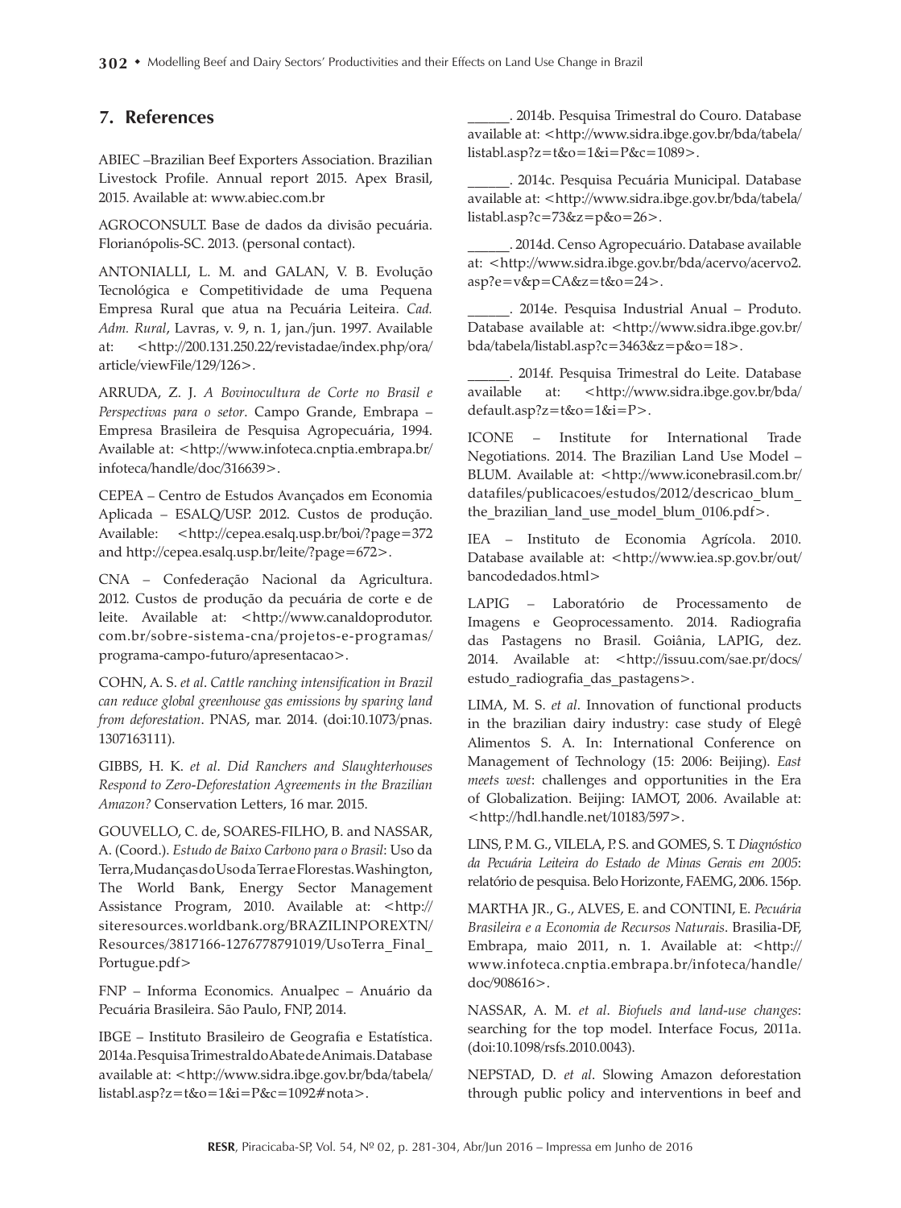## 7. References

ABIEC –Brazilian Beef Exporters Association. Brazilian Livestock Profile. Annual report 2015. Apex Brasil, 2015. Available at: www.abiec.com.br

AGROCONSULT. Base de dados da divisão pecuária. Florianópolis-SC. 2013. (personal contact).

ANTONIALLI, L. M. and GALAN, V. B. Evolução Tecnológica e Competitividade de uma Pequena Empresa Rural que atua na Pecuária Leiteira. *Cad. Adm. Rural*, Lavras, v. 9, n. 1, jan./jun. 1997. Available at: <http://200.131.250.22/revistadae/index.php/ora/article/viewFile/129/126>.

ARRUDA, Z. J. *A Bovinocultura de Corte no Brasil e Perspectivas para o setor*. Campo Grande, Embrapa – Empresa Brasileira de Pesquisa Agropecuária, 1994. Available at: <http://www.infoteca.cnptia.embrapa.br/infoteca/handle/doc/316639>.

CEPEA – Centro de Estudos Avançados em Economia Aplicada – ESALQ/USP. 2012. Custos de produção. Available: <http://cepea.esalq.usp.br/boi/?page=372 and http://cepea.esalq.usp.br/leite/?page=672>.

CNA – Confederação Nacional da Agricultura. 2012. Custos de produção da pecuária de corte e de leite. Available at: <http://www.canaldoprodutor.com.br/sobre-sistema-cna/projetos-e-programas/programa-campo-futuro/apresentacao>.

COHN, A. S. *et al*. *Cattle ranching intensification in Brazil can reduce global greenhouse gas emissions by sparing land from deforestation*. PNAS, mar. 2014. (doi:10.1073/pnas.1307163111).

GIBBS, H. K. *et al*. *Did Ranchers and Slaughterhouses Respond to Zero-Deforestation Agreements in the Brazilian Amazon?* Conservation Letters, 16 mar. 2015.

GOUVELLO, C. de, SOARES-FILHO, B. and NASSAR, A. (Coord.). *Estudo de Baixo Carbono para o Brasil*: Uso da Terra, Mudanças do Uso da Terra e Florestas. Washington, The World Bank, Energy Sector Management Assistance Program, 2010. Available at: <http://siteresources.worldbank.org/BRAZILINPOREXTN/Resources/3817166-1276778791019/UsoTerra_Final_Portugue.pdf>

FNP – Informa Economics. Anualpec – Anuário da Pecuária Brasileira. São Paulo, FNP, 2014.

IBGE – Instituto Brasileiro de Geografia e Estatística. 2014a. Pesquisa Trimestral do Abate de Animais. Database available at: <http://www.sidra.ibge.gov.br/bda/tabela/listabl.asp?z=t&o=1&i=P&c=1092#nota>.

______. 2014b. Pesquisa Trimestral do Couro. Database available at: <http://www.sidra.ibge.gov.br/bda/tabela/listabl.asp?z=t&o=1&i=P&c=1089>.

______. 2014c. Pesquisa Pecuária Municipal. Database available at: <http://www.sidra.ibge.gov.br/bda/tabela/listabl.asp?c=73&z=p&o=26>.

______. 2014d. Censo Agropecuário. Database available at: <http://www.sidra.ibge.gov.br/bda/acervo/acervo2.asp?e=v&p=CA&z=t&o=24>.

______. 2014e. Pesquisa Industrial Anual – Produto. Database available at: <http://www.sidra.ibge.gov.br/bda/tabela/listabl.asp?c=3463&z=p&o=18>.

______. 2014f. Pesquisa Trimestral do Leite. Database available at: <http://www.sidra.ibge.gov.br/bda/default.asp?z=t&o=1&i=P>.

ICONE – Institute for International Trade Negotiations. 2014. The Brazilian Land Use Model – BLUM. Available at: <http://www.iconebrasil.com.br/datafiles/publicacoes/estudos/2012/descricao_blum_the_brazilian_land_use_model_blum_0106.pdf>.

IEA – Instituto de Economia Agrícola. 2010. Database available at: <http://www.iea.sp.gov.br/out/bancodedados.html>

LAPIG – Laboratório de Processamento de Imagens e Geoprocessamento. 2014. Radiografia das Pastagens no Brasil. Goiânia, LAPIG, dez. 2014. Available at: <http://issuu.com/sae.pr/docs/estudo_radiografia_das_pastagens>.

LIMA, M. S. *et al*. Innovation of functional products in the brazilian dairy industry: case study of Elegê Alimentos S. A. In: International Conference on Management of Technology (15: 2006: Beijing). *East meets west*: challenges and opportunities in the Era of Globalization. Beijing: IAMOT, 2006. Available at: <http://hdl.handle.net/10183/597>.

LINS, P. M. G., VILELA, P. S. and GOMES, S. T. *Diagnóstico da Pecuária Leiteira do Estado de Minas Gerais em 2005*: relatório de pesquisa. Belo Horizonte, FAEMG, 2006. 156p.

MARTHA JR., G., ALVES, E. and CONTINI, E. *Pecuária Brasileira e a Economia de Recursos Naturais*. Brasilia-DF, Embrapa, maio 2011, n. 1. Available at: <http://www.infoteca.cnptia.embrapa.br/infoteca/handle/doc/908616>.

NASSAR, A. M. *et al*. *Biofuels and land-use changes*: searching for the top model. Interface Focus, 2011a. (doi:10.1098/rsfs.2010.0043).

NEPSTAD, D. *et al*. Slowing Amazon deforestation through public policy and interventions in beef and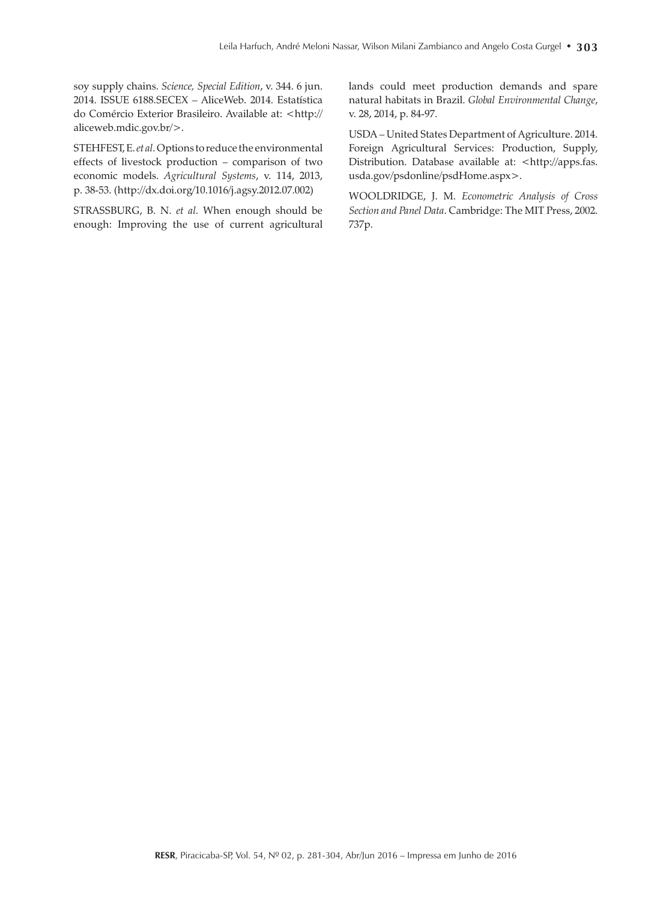soy supply chains. *Science, Special Edition*, v. 344. 6 jun. 2014. ISSUE 6188.SECEX – AliceWeb. 2014. Estatística do Comércio Exterior Brasileiro. Available at: <http://aliceweb.mdic.gov.br/>.

STEHFEST, E. *et al*. Options to reduce the environmental effects of livestock production – comparison of two economic models. *Agricultural Systems*, v. 114, 2013, p. 38-53. (http://dx.doi.org/10.1016/j.agsy.2012.07.002)

STRASSBURG, B. N. *et al*. When enough should be enough: Improving the use of current agricultural lands could meet production demands and spare natural habitats in Brazil. *Global Environmental Change*, v. 28, 2014, p. 84-97.

USDA – United States Department of Agriculture. 2014. Foreign Agricultural Services: Production, Supply, Distribution. Database available at: <http://apps.fas.usda.gov/psdonline/psdHome.aspx>.

WOOLDRIDGE, J. M. *Econometric Analysis of Cross Section and Panel Data*. Cambridge: The MIT Press, 2002. 737p.